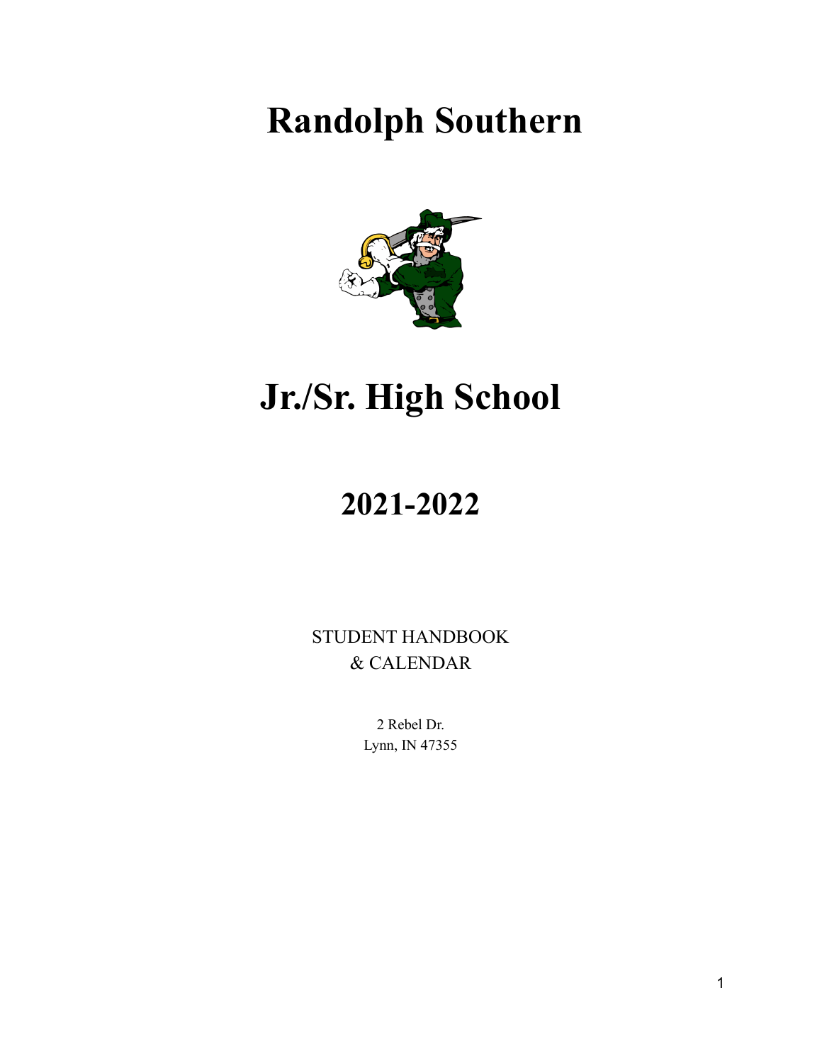# Randolph Southern

# Jr./Sr. High School

## 2021-2022

STUDENT HANDBOOK
& CALENDAR

2 Rebel Dr.
Lynn, IN 47355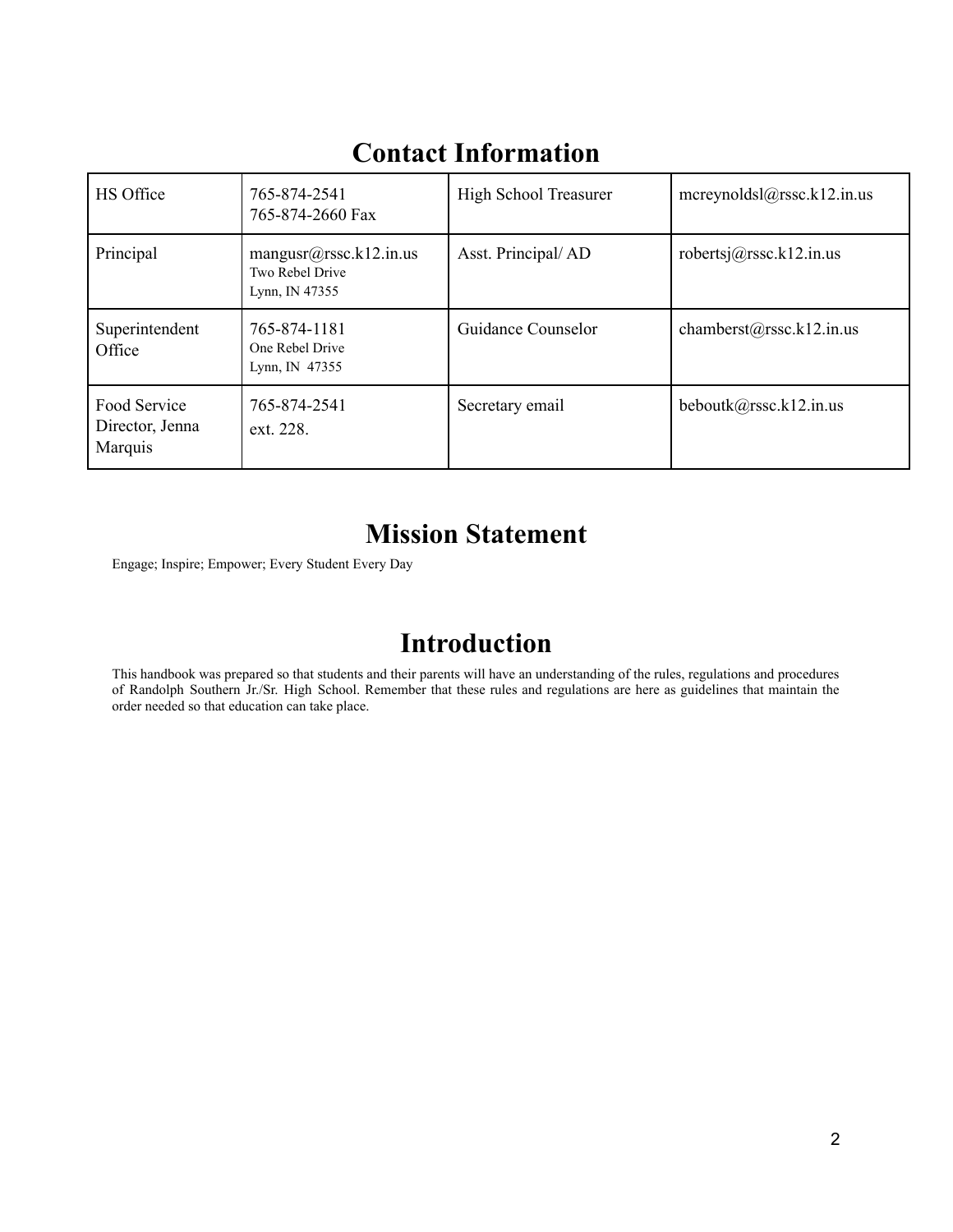## Contact Information

| HS Office | 765-874-2541<br>765-874-2660 Fax | High School Treasurer | mcreynoldsl@rssc.k12.in.us |
|---|---|---|---|
| Principal | mangusr@rssc.k12.in.us<br>Two Rebel Drive<br>Lynn, IN 47355 | Asst. Principal/ AD | robertsj@rssc.k12.in.us |
| Superintendent Office | 765-874-1181<br>One Rebel Drive<br>Lynn, IN 47355 | Guidance Counselor | chamberst@rssc.k12.in.us |
| Food Service Director, Jenna Marquis | 765-874-2541<br>ext. 228. | Secretary email | beboutk@rssc.k12.in.us |

## Mission Statement

Engage; Inspire; Empower; Every Student Every Day

## Introduction

This handbook was prepared so that students and their parents will have an understanding of the rules, regulations and procedures of Randolph Southern Jr./Sr. High School. Remember that these rules and regulations are here as guidelines that maintain the order needed so that education can take place.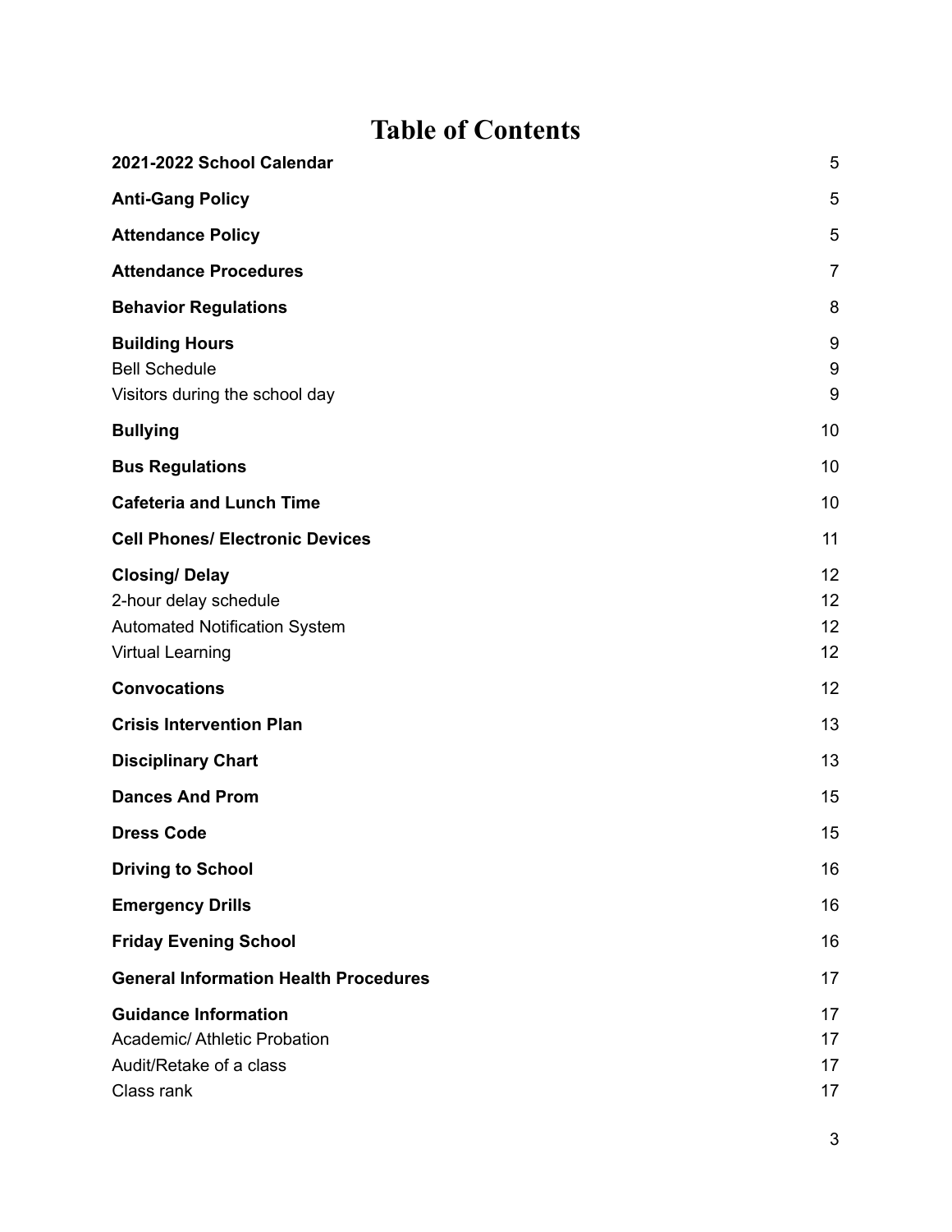# Table of Contents

| | |
|---|---|
| **2021-2022 School Calendar** | 5 |
| **Anti-Gang Policy** | 5 |
| **Attendance Policy** | 5 |
| **Attendance Procedures** | 7 |
| **Behavior Regulations** | 8 |
| **Building Hours** | 9 |
| Bell Schedule | 9 |
| Visitors during the school day | 9 |
| **Bullying** | 10 |
| **Bus Regulations** | 10 |
| **Cafeteria and Lunch Time** | 10 |
| **Cell Phones/ Electronic Devices** | 11 |
| **Closing/ Delay** | 12 |
| 2-hour delay schedule | 12 |
| Automated Notification System | 12 |
| Virtual Learning | 12 |
| **Convocations** | 12 |
| **Crisis Intervention Plan** | 13 |
| **Disciplinary Chart** | 13 |
| **Dances And Prom** | 15 |
| **Dress Code** | 15 |
| **Driving to School** | 16 |
| **Emergency Drills** | 16 |
| **Friday Evening School** | 16 |
| **General Information Health Procedures** | 17 |
| **Guidance Information** | 17 |
| Academic/ Athletic Probation | 17 |
| Audit/Retake of a class | 17 |
| Class rank | 17 |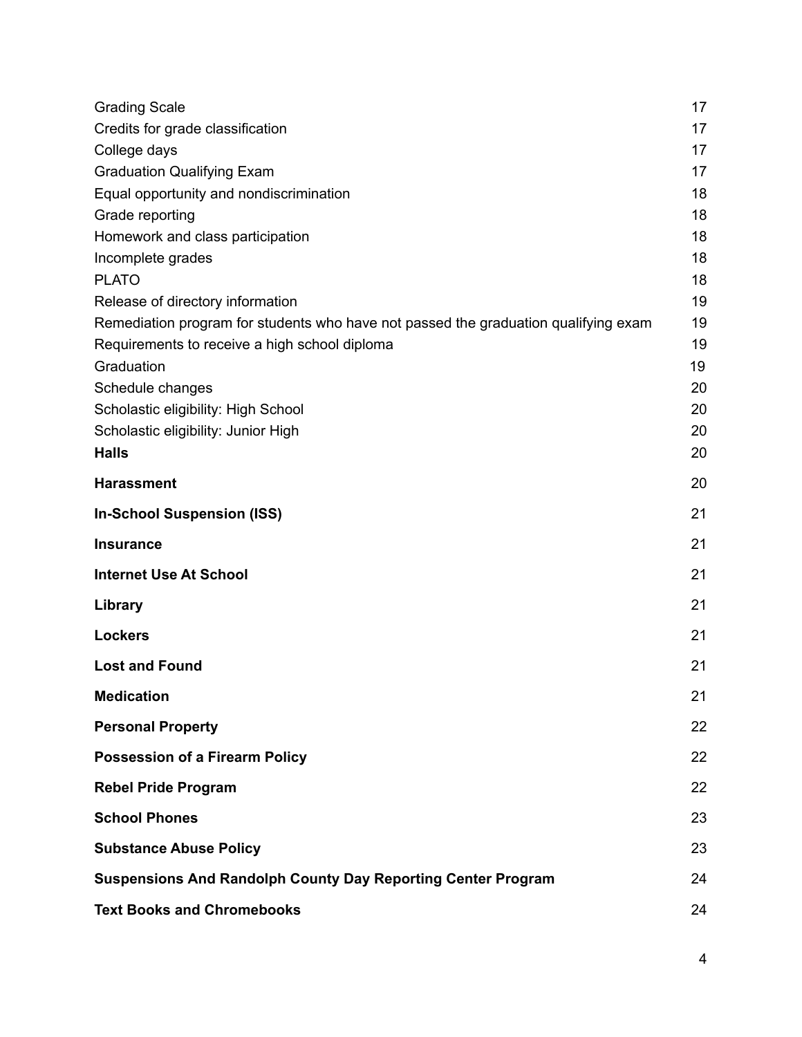| | |
|---|---|
| Grading Scale | 17 |
| Credits for grade classification | 17 |
| College days | 17 |
| Graduation Qualifying Exam | 17 |
| Equal opportunity and nondiscrimination | 18 |
| Grade reporting | 18 |
| Homework and class participation | 18 |
| Incomplete grades | 18 |
| PLATO | 18 |
| Release of directory information | 19 |
| Remediation program for students who have not passed the graduation qualifying exam | 19 |
| Requirements to receive a high school diploma | 19 |
| Graduation | 19 |
| Schedule changes | 20 |
| Scholastic eligibility: High School | 20 |
| Scholastic eligibility: Junior High | 20 |
| **Halls** | 20 |
| **Harassment** | 20 |
| **In-School Suspension (ISS)** | 21 |
| **Insurance** | 21 |
| **Internet Use At School** | 21 |
| **Library** | 21 |
| **Lockers** | 21 |
| **Lost and Found** | 21 |
| **Medication** | 21 |
| **Personal Property** | 22 |
| **Possession of a Firearm Policy** | 22 |
| **Rebel Pride Program** | 22 |
| **School Phones** | 23 |
| **Substance Abuse Policy** | 23 |
| **Suspensions And Randolph County Day Reporting Center Program** | 24 |
| **Text Books and Chromebooks** | 24 |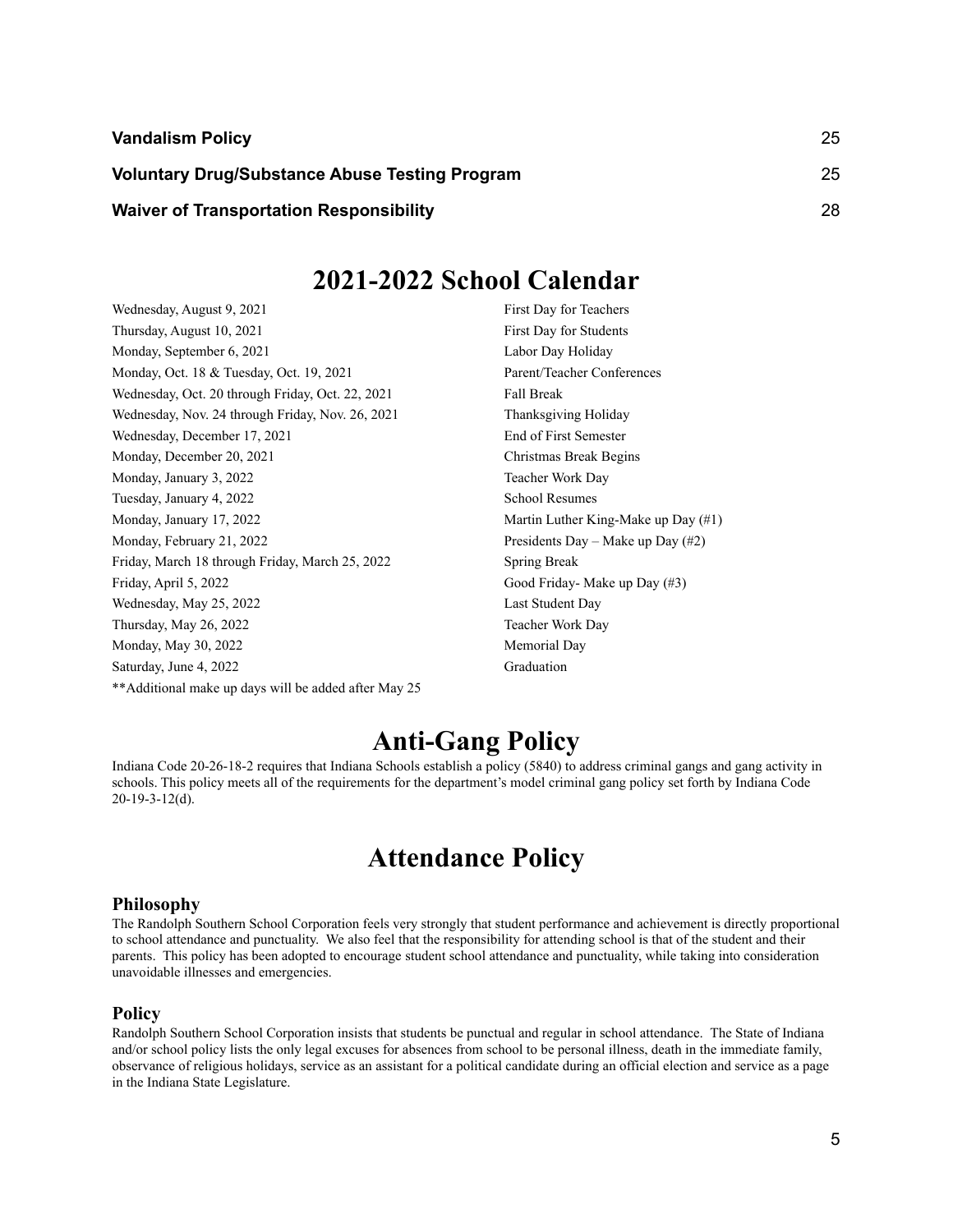| | |
|---|---|
| **Vandalism Policy** | 25 |
| **Voluntary Drug/Substance Abuse Testing Program** | 25 |
| **Waiver of Transportation Responsibility** | 28 |

# 2021-2022 School Calendar

| | |
|---|---|
| Wednesday, August 9, 2021 | First Day for Teachers |
| Thursday, August 10, 2021 | First Day for Students |
| Monday, September 6, 2021 | Labor Day Holiday |
| Monday, Oct. 18 & Tuesday, Oct. 19, 2021 | Parent/Teacher Conferences |
| Wednesday, Oct. 20 through Friday, Oct. 22, 2021 | Fall Break |
| Wednesday, Nov. 24 through Friday, Nov. 26, 2021 | Thanksgiving Holiday |
| Wednesday, December 17, 2021 | End of First Semester |
| Monday, December 20, 2021 | Christmas Break Begins |
| Monday, January 3, 2022 | Teacher Work Day |
| Tuesday, January 4, 2022 | School Resumes |
| Monday, January 17, 2022 | Martin Luther King-Make up Day (#1) |
| Monday, February 21, 2022 | Presidents Day – Make up Day (#2) |
| Friday, March 18 through Friday, March 25, 2022 | Spring Break |
| Friday, April 5, 2022 | Good Friday- Make up Day (#3) |
| Wednesday, May 25, 2022 | Last Student Day |
| Thursday, May 26, 2022 | Teacher Work Day |
| Monday, May 30, 2022 | Memorial Day |
| Saturday, June 4, 2022 | Graduation |

**Additional make up days will be added after May 25

# Anti-Gang Policy

Indiana Code 20-26-18-2 requires that Indiana Schools establish a policy (5840) to address criminal gangs and gang activity in schools. This policy meets all of the requirements for the department's model criminal gang policy set forth by Indiana Code 20-19-3-12(d).

# Attendance Policy

### Philosophy

The Randolph Southern School Corporation feels very strongly that student performance and achievement is directly proportional to school attendance and punctuality. We also feel that the responsibility for attending school is that of the student and their parents. This policy has been adopted to encourage student school attendance and punctuality, while taking into consideration unavoidable illnesses and emergencies.

### Policy

Randolph Southern School Corporation insists that students be punctual and regular in school attendance. The State of Indiana and/or school policy lists the only legal excuses for absences from school to be personal illness, death in the immediate family, observance of religious holidays, service as an assistant for a political candidate during an official election and service as a page in the Indiana State Legislature.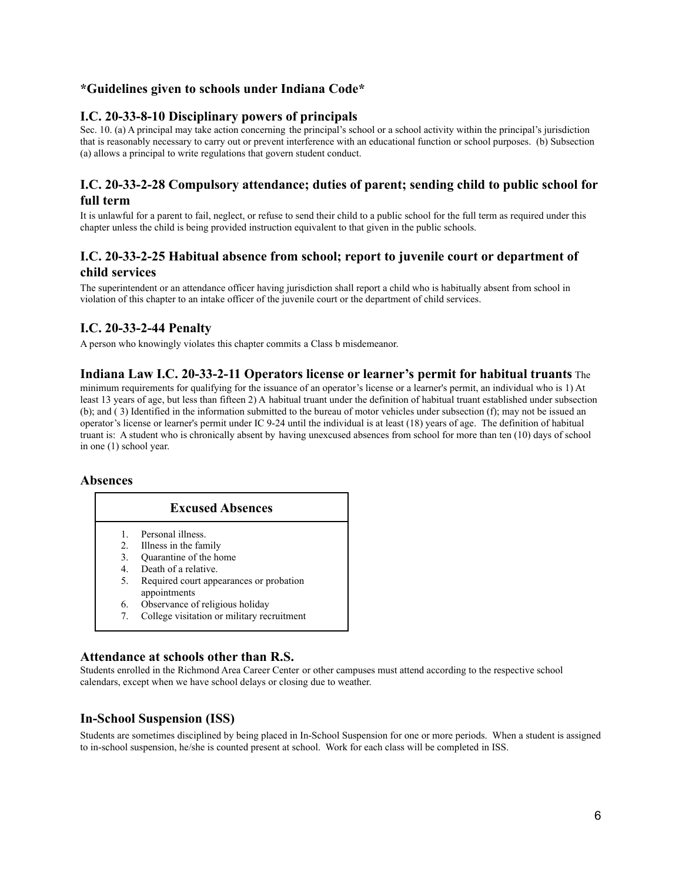### *Guidelines given to schools under Indiana Code*

### I.C. 20-33-8-10 Disciplinary powers of principals

Sec. 10. (a) A principal may take action concerning the principal's school or a school activity within the principal's jurisdiction that is reasonably necessary to carry out or prevent interference with an educational function or school purposes. (b) Subsection (a) allows a principal to write regulations that govern student conduct.

### I.C. 20-33-2-28 Compulsory attendance; duties of parent; sending child to public school for full term

It is unlawful for a parent to fail, neglect, or refuse to send their child to a public school for the full term as required under this chapter unless the child is being provided instruction equivalent to that given in the public schools.

### I.C. 20-33-2-25 Habitual absence from school; report to juvenile court or department of child services

The superintendent or an attendance officer having jurisdiction shall report a child who is habitually absent from school in violation of this chapter to an intake officer of the juvenile court or the department of child services.

### I.C. 20-33-2-44 Penalty

A person who knowingly violates this chapter commits a Class b misdemeanor.

**Indiana Law I.C. 20-33-2-11 Operators license or learner's permit for habitual truants** The minimum requirements for qualifying for the issuance of an operator's license or a learner's permit, an individual who is 1) At least 13 years of age, but less than fifteen 2) A habitual truant under the definition of habitual truant established under subsection (b); and ( 3) Identified in the information submitted to the bureau of motor vehicles under subsection (f); may not be issued an operator's license or learner's permit under IC 9-24 until the individual is at least (18) years of age. The definition of habitual truant is: A student who is chronically absent by having unexcused absences from school for more than ten (10) days of school in one (1) school year.

### Absences

| Excused Absences |
|---|
| 1. Personal illness.<br>2. Illness in the family<br>3. Quarantine of the home<br>4. Death of a relative.<br>5. Required court appearances or probation appointments<br>6. Observance of religious holiday<br>7. College visitation or military recruitment |

### Attendance at schools other than R.S.

Students enrolled in the Richmond Area Career Center or other campuses must attend according to the respective school calendars, except when we have school delays or closing due to weather.

### In-School Suspension (ISS)

Students are sometimes disciplined by being placed in In-School Suspension for one or more periods. When a student is assigned to in-school suspension, he/she is counted present at school. Work for each class will be completed in ISS.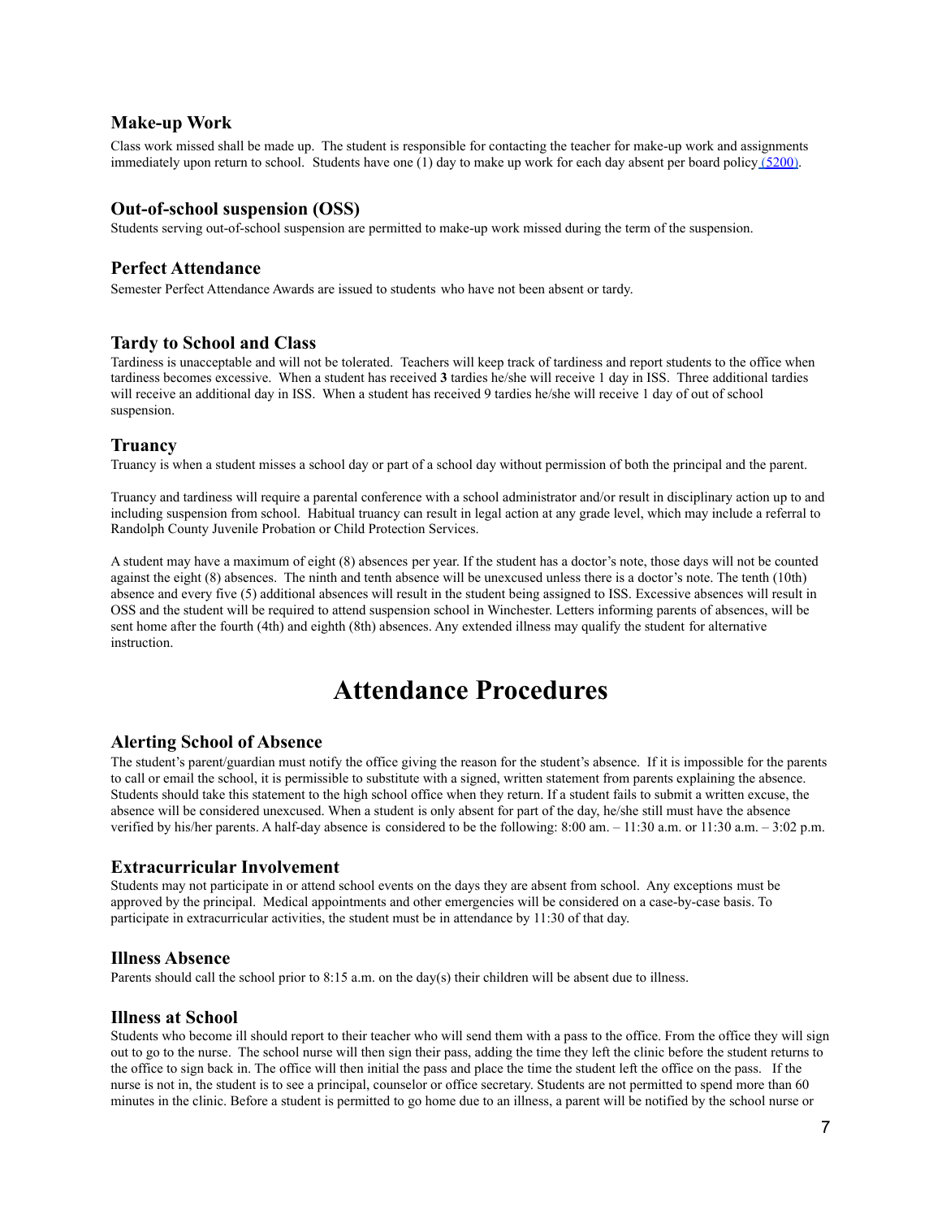### Make-up Work

Class work missed shall be made up. The student is responsible for contacting the teacher for make-up work and assignments immediately upon return to school. Students have one (1) day to make up work for each day absent per board policy [(5200)](5200).

### Out-of-school suspension (OSS)

Students serving out-of-school suspension are permitted to make-up work missed during the term of the suspension.

### Perfect Attendance

Semester Perfect Attendance Awards are issued to students who have not been absent or tardy.

### Tardy to School and Class

Tardiness is unacceptable and will not be tolerated. Teachers will keep track of tardiness and report students to the office when tardiness becomes excessive. When a student has received **3** tardies he/she will receive 1 day in ISS. Three additional tardies will receive an additional day in ISS. When a student has received 9 tardies he/she will receive 1 day of out of school suspension.

### Truancy

Truancy is when a student misses a school day or part of a school day without permission of both the principal and the parent.

Truancy and tardiness will require a parental conference with a school administrator and/or result in disciplinary action up to and including suspension from school. Habitual truancy can result in legal action at any grade level, which may include a referral to Randolph County Juvenile Probation or Child Protection Services.

A student may have a maximum of eight (8) absences per year. If the student has a doctor's note, those days will not be counted against the eight (8) absences. The ninth and tenth absence will be unexcused unless there is a doctor's note. The tenth (10th) absence and every five (5) additional absences will result in the student being assigned to ISS. Excessive absences will result in OSS and the student will be required to attend suspension school in Winchester. Letters informing parents of absences, will be sent home after the fourth (4th) and eighth (8th) absences. Any extended illness may qualify the student for alternative instruction.

# Attendance Procedures

### Alerting School of Absence

The student's parent/guardian must notify the office giving the reason for the student's absence. If it is impossible for the parents to call or email the school, it is permissible to substitute with a signed, written statement from parents explaining the absence. Students should take this statement to the high school office when they return. If a student fails to submit a written excuse, the absence will be considered unexcused. When a student is only absent for part of the day, he/she still must have the absence verified by his/her parents. A half-day absence is considered to be the following: 8:00 am. – 11:30 a.m. or 11:30 a.m. – 3:02 p.m.

### Extracurricular Involvement

Students may not participate in or attend school events on the days they are absent from school. Any exceptions must be approved by the principal. Medical appointments and other emergencies will be considered on a case-by-case basis. To participate in extracurricular activities, the student must be in attendance by 11:30 of that day.

### Illness Absence

Parents should call the school prior to 8:15 a.m. on the day(s) their children will be absent due to illness.

### Illness at School

Students who become ill should report to their teacher who will send them with a pass to the office. From the office they will sign out to go to the nurse. The school nurse will then sign their pass, adding the time they left the clinic before the student returns to the office to sign back in. The office will then initial the pass and place the time the student left the office on the pass. If the nurse is not in, the student is to see a principal, counselor or office secretary. Students are not permitted to spend more than 60 minutes in the clinic. Before a student is permitted to go home due to an illness, a parent will be notified by the school nurse or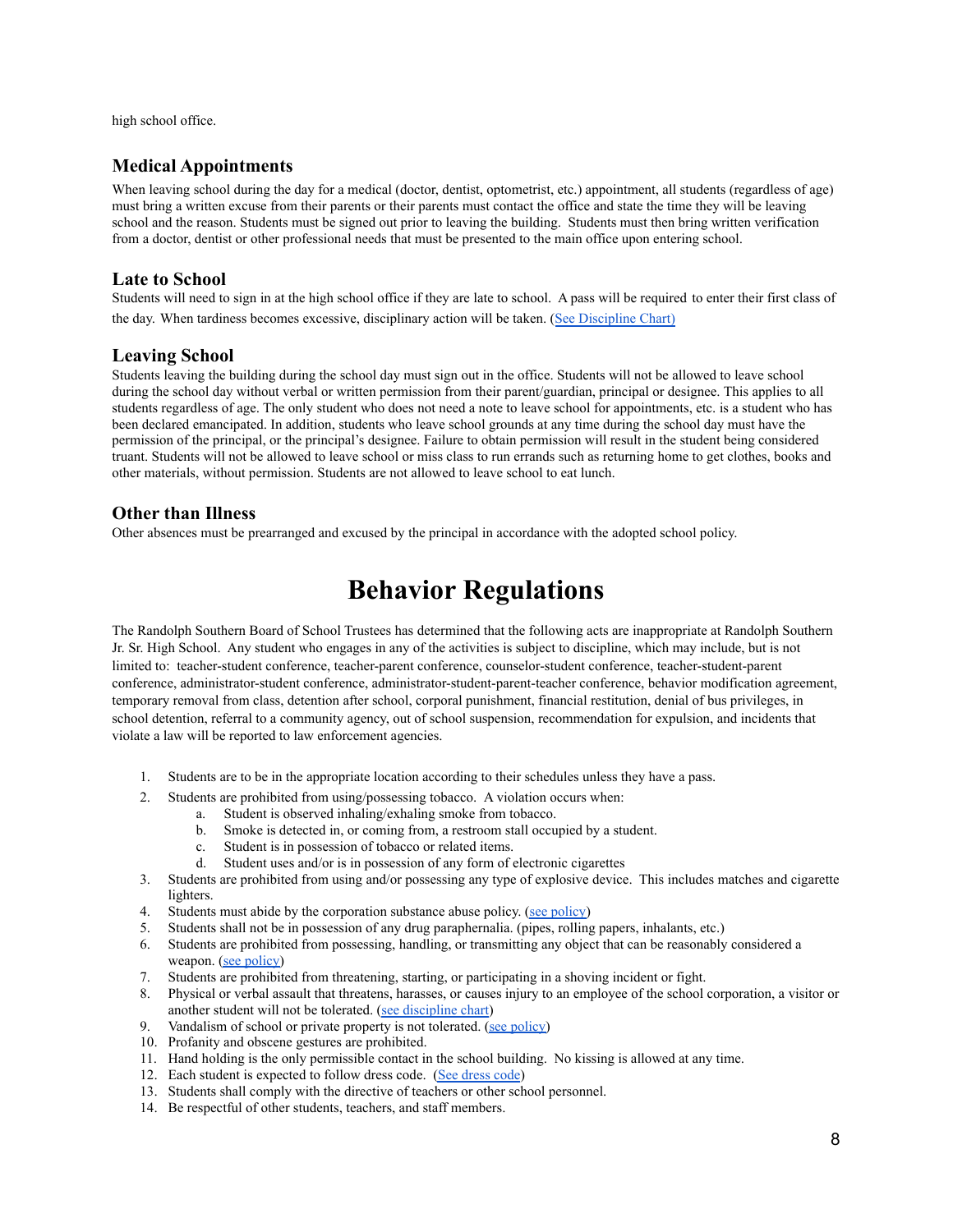high school office.

### Medical Appointments

When leaving school during the day for a medical (doctor, dentist, optometrist, etc.) appointment, all students (regardless of age) must bring a written excuse from their parents or their parents must contact the office and state the time they will be leaving school and the reason. Students must be signed out prior to leaving the building. Students must then bring written verification from a doctor, dentist or other professional needs that must be presented to the main office upon entering school.

### Late to School

Students will need to sign in at the high school office if they are late to school. A pass will be required to enter their first class of the day. When tardiness becomes excessive, disciplinary action will be taken. (See Discipline Chart)

### Leaving School

Students leaving the building during the school day must sign out in the office. Students will not be allowed to leave school during the school day without verbal or written permission from their parent/guardian, principal or designee. This applies to all students regardless of age. The only student who does not need a note to leave school for appointments, etc. is a student who has been declared emancipated. In addition, students who leave school grounds at any time during the school day must have the permission of the principal, or the principal's designee. Failure to obtain permission will result in the student being considered truant. Students will not be allowed to leave school or miss class to run errands such as returning home to get clothes, books and other materials, without permission. Students are not allowed to leave school to eat lunch.

### Other than Illness

Other absences must be prearranged and excused by the principal in accordance with the adopted school policy.

# Behavior Regulations

The Randolph Southern Board of School Trustees has determined that the following acts are inappropriate at Randolph Southern Jr. Sr. High School. Any student who engages in any of the activities is subject to discipline, which may include, but is not limited to: teacher-student conference, teacher-parent conference, counselor-student conference, teacher-student-parent conference, administrator-student conference, administrator-student-parent-teacher conference, behavior modification agreement, temporary removal from class, detention after school, corporal punishment, financial restitution, denial of bus privileges, in school detention, referral to a community agency, out of school suspension, recommendation for expulsion, and incidents that violate a law will be reported to law enforcement agencies.

1. Students are to be in the appropriate location according to their schedules unless they have a pass.
2. Students are prohibited from using/possessing tobacco. A violation occurs when:
   a. Student is observed inhaling/exhaling smoke from tobacco.
   b. Smoke is detected in, or coming from, a restroom stall occupied by a student.
   c. Student is in possession of tobacco or related items.
   d. Student uses and/or is in possession of any form of electronic cigarettes
3. Students are prohibited from using and/or possessing any type of explosive device. This includes matches and cigarette lighters.
4. Students must abide by the corporation substance abuse policy. (see policy)
5. Students shall not be in possession of any drug paraphernalia. (pipes, rolling papers, inhalants, etc.)
6. Students are prohibited from possessing, handling, or transmitting any object that can be reasonably considered a weapon. (see policy)
7. Students are prohibited from threatening, starting, or participating in a shoving incident or fight.
8. Physical or verbal assault that threatens, harasses, or causes injury to an employee of the school corporation, a visitor or another student will not be tolerated. (see discipline chart)
9. Vandalism of school or private property is not tolerated. (see policy)
10. Profanity and obscene gestures are prohibited.
11. Hand holding is the only permissible contact in the school building. No kissing is allowed at any time.
12. Each student is expected to follow dress code. (See dress code)
13. Students shall comply with the directive of teachers or other school personnel.
14. Be respectful of other students, teachers, and staff members.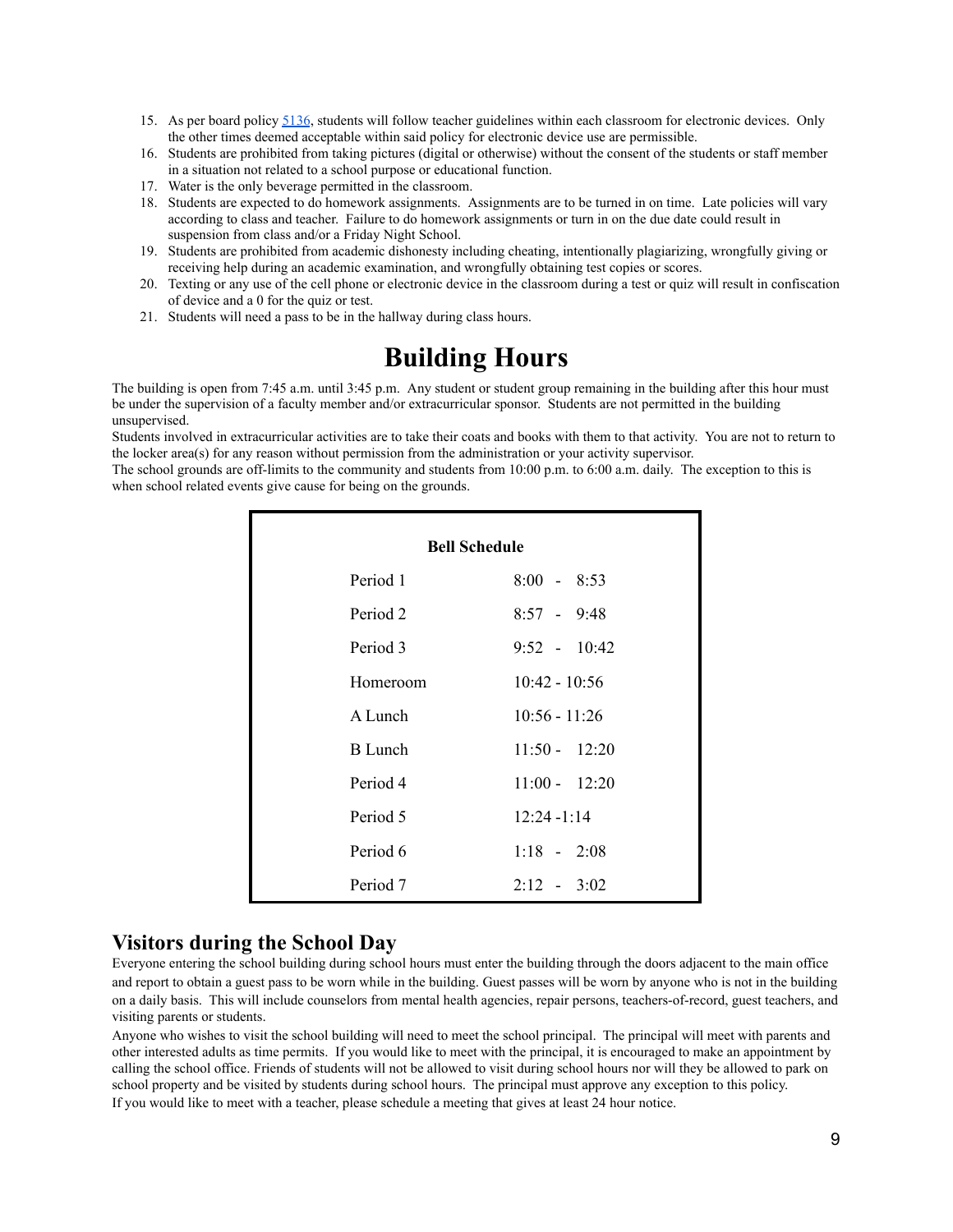15. As per board policy [5136](), students will follow teacher guidelines within each classroom for electronic devices. Only the other times deemed acceptable within said policy for electronic device use are permissible.
16. Students are prohibited from taking pictures (digital or otherwise) without the consent of the students or staff member in a situation not related to a school purpose or educational function.
17. Water is the only beverage permitted in the classroom.
18. Students are expected to do homework assignments. Assignments are to be turned in on time. Late policies will vary according to class and teacher. Failure to do homework assignments or turn in on the due date could result in suspension from class and/or a Friday Night School.
19. Students are prohibited from academic dishonesty including cheating, intentionally plagiarizing, wrongfully giving or receiving help during an academic examination, and wrongfully obtaining test copies or scores.
20. Texting or any use of the cell phone or electronic device in the classroom during a test or quiz will result in confiscation of device and a 0 for the quiz or test.
21. Students will need a pass to be in the hallway during class hours.

# Building Hours

The building is open from 7:45 a.m. until 3:45 p.m. Any student or student group remaining in the building after this hour must be under the supervision of a faculty member and/or extracurricular sponsor. Students are not permitted in the building unsupervised.

Students involved in extracurricular activities are to take their coats and books with them to that activity. You are not to return to the locker area(s) for any reason without permission from the administration or your activity supervisor.

The school grounds are off-limits to the community and students from 10:00 p.m. to 6:00 a.m. daily. The exception to this is when school related events give cause for being on the grounds.

| **Bell Schedule** | |
|---|---|
| Period 1 | 8:00 - 8:53 |
| Period 2 | 8:57 - 9:48 |
| Period 3 | 9:52 - 10:42 |
| Homeroom | 10:42 - 10:56 |
| A Lunch | 10:56 - 11:26 |
| B Lunch | 11:50 - 12:20 |
| Period 4 | 11:00 - 12:20 |
| Period 5 | 12:24 -1:14 |
| Period 6 | 1:18 - 2:08 |
| Period 7 | 2:12 - 3:02 |

## Visitors during the School Day

Everyone entering the school building during school hours must enter the building through the doors adjacent to the main office and report to obtain a guest pass to be worn while in the building. Guest passes will be worn by anyone who is not in the building on a daily basis. This will include counselors from mental health agencies, repair persons, teachers-of-record, guest teachers, and visiting parents or students.

Anyone who wishes to visit the school building will need to meet the school principal. The principal will meet with parents and other interested adults as time permits. If you would like to meet with the principal, it is encouraged to make an appointment by calling the school office. Friends of students will not be allowed to visit during school hours nor will they be allowed to park on school property and be visited by students during school hours. The principal must approve any exception to this policy.

If you would like to meet with a teacher, please schedule a meeting that gives at least 24 hour notice.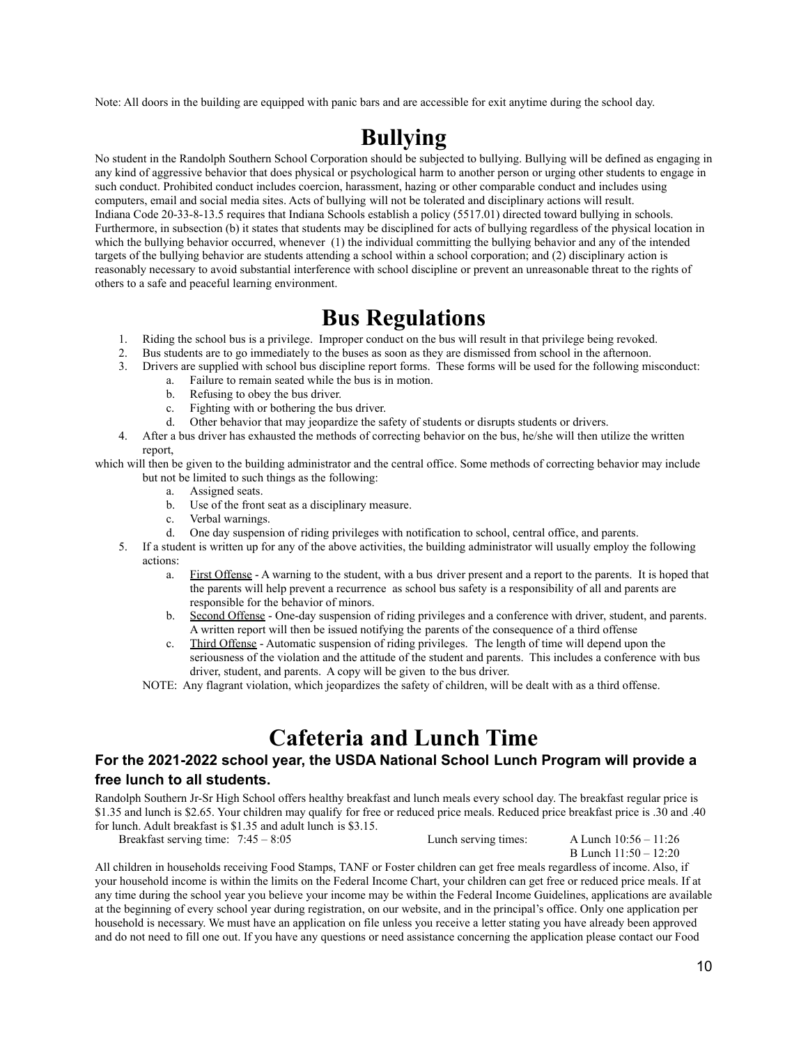Note: All doors in the building are equipped with panic bars and are accessible for exit anytime during the school day.

# Bullying

No student in the Randolph Southern School Corporation should be subjected to bullying. Bullying will be defined as engaging in any kind of aggressive behavior that does physical or psychological harm to another person or urging other students to engage in such conduct. Prohibited conduct includes coercion, harassment, hazing or other comparable conduct and includes using computers, email and social media sites. Acts of bullying will not be tolerated and disciplinary actions will result.
Indiana Code 20-33-8-13.5 requires that Indiana Schools establish a policy (5517.01) directed toward bullying in schools. Furthermore, in subsection (b) it states that students may be disciplined for acts of bullying regardless of the physical location in which the bullying behavior occurred, whenever (1) the individual committing the bullying behavior and any of the intended targets of the bullying behavior are students attending a school within a school corporation; and (2) disciplinary action is reasonably necessary to avoid substantial interference with school discipline or prevent an unreasonable threat to the rights of others to a safe and peaceful learning environment.

# Bus Regulations

1. Riding the school bus is a privilege. Improper conduct on the bus will result in that privilege being revoked.
2. Bus students are to go immediately to the buses as soon as they are dismissed from school in the afternoon.
3. Drivers are supplied with school bus discipline report forms. These forms will be used for the following misconduct:
   a. Failure to remain seated while the bus is in motion.
   b. Refusing to obey the bus driver.
   c. Fighting with or bothering the bus driver.
   d. Other behavior that may jeopardize the safety of students or disrupts students or drivers.
4. After a bus driver has exhausted the methods of correcting behavior on the bus, he/she will then utilize the written report,

which will then be given to the building administrator and the central office. Some methods of correcting behavior may include but not be limited to such things as the following:
   a. Assigned seats.
   b. Use of the front seat as a disciplinary measure.
   c. Verbal warnings.
   d. One day suspension of riding privileges with notification to school, central office, and parents.
5. If a student is written up for any of the above activities, the building administrator will usually employ the following actions:
   a. First Offense - A warning to the student, with a bus driver present and a report to the parents. It is hoped that the parents will help prevent a recurrence as school bus safety is a responsibility of all and parents are responsible for the behavior of minors.
   b. Second Offense - One-day suspension of riding privileges and a conference with driver, student, and parents. A written report will then be issued notifying the parents of the consequence of a third offense
   c. Third Offense - Automatic suspension of riding privileges. The length of time will depend upon the seriousness of the violation and the attitude of the student and parents. This includes a conference with bus driver, student, and parents. A copy will be given to the bus driver.

   NOTE: Any flagrant violation, which jeopardizes the safety of children, will be dealt with as a third offense.

# Cafeteria and Lunch Time

### For the 2021-2022 school year, the USDA National School Lunch Program will provide a free lunch to all students.

Randolph Southern Jr-Sr High School offers healthy breakfast and lunch meals every school day. The breakfast regular price is $1.35 and lunch is $2.65. Your children may qualify for free or reduced price meals. Reduced price breakfast price is .30 and .40 for lunch. Adult breakfast is $1.35 and adult lunch is $3.15.

Breakfast serving time: 7:45 – 8:05

Lunch serving times: A Lunch 10:56 – 11:26
B Lunch 11:50 – 12:20

All children in households receiving Food Stamps, TANF or Foster children can get free meals regardless of income. Also, if your household income is within the limits on the Federal Income Chart, your children can get free or reduced price meals. If at any time during the school year you believe your income may be within the Federal Income Guidelines, applications are available at the beginning of every school year during registration, on our website, and in the principal's office. Only one application per household is necessary. We must have an application on file unless you receive a letter stating you have already been approved and do not need to fill one out. If you have any questions or need assistance concerning the application please contact our Food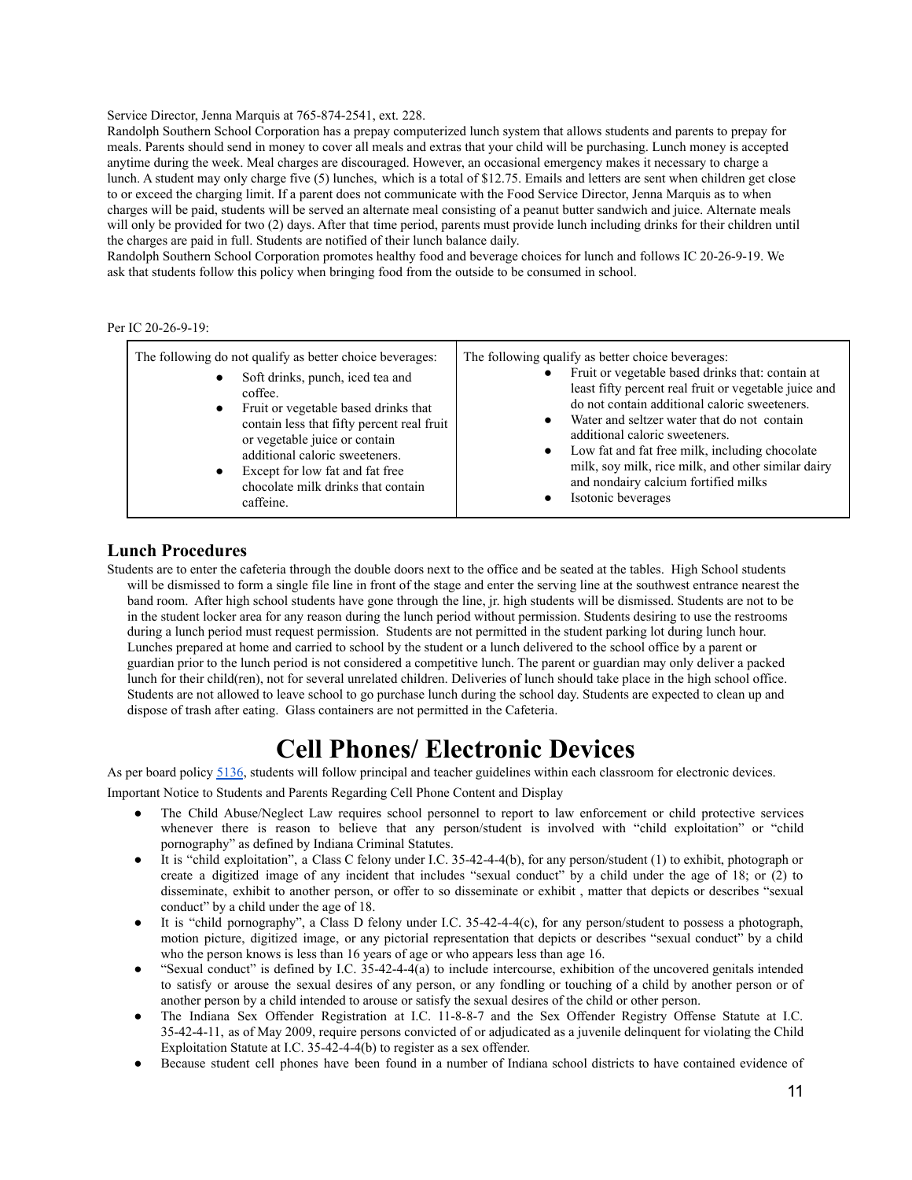Service Director, Jenna Marquis at 765-874-2541, ext. 228.

Randolph Southern School Corporation has a prepay computerized lunch system that allows students and parents to prepay for meals. Parents should send in money to cover all meals and extras that your child will be purchasing. Lunch money is accepted anytime during the week. Meal charges are discouraged. However, an occasional emergency makes it necessary to charge a lunch. A student may only charge five (5) lunches, which is a total of $12.75. Emails and letters are sent when children get close to or exceed the charging limit. If a parent does not communicate with the Food Service Director, Jenna Marquis as to when charges will be paid, students will be served an alternate meal consisting of a peanut butter sandwich and juice. Alternate meals will only be provided for two (2) days. After that time period, parents must provide lunch including drinks for their children until the charges are paid in full. Students are notified of their lunch balance daily.

Randolph Southern School Corporation promotes healthy food and beverage choices for lunch and follows IC 20-26-9-19. We ask that students follow this policy when bringing food from the outside to be consumed in school.

Per IC 20-26-9-19:

| The following do not qualify as better choice beverages: | The following qualify as better choice beverages: |
|---|---|
| • Soft drinks, punch, iced tea and coffee.<br>• Fruit or vegetable based drinks that contain less that fifty percent real fruit or vegetable juice or contain additional caloric sweeteners.<br>• Except for low fat and fat free chocolate milk drinks that contain caffeine. | • Fruit or vegetable based drinks that: contain at least fifty percent real fruit or vegetable juice and do not contain additional caloric sweeteners.<br>• Water and seltzer water that do not contain additional caloric sweeteners.<br>• Low fat and fat free milk, including chocolate milk, soy milk, rice milk, and other similar dairy and nondairy calcium fortified milks<br>• Isotonic beverages |

### Lunch Procedures

Students are to enter the cafeteria through the double doors next to the office and be seated at the tables. High School students will be dismissed to form a single file line in front of the stage and enter the serving line at the southwest entrance nearest the band room. After high school students have gone through the line, jr. high students will be dismissed. Students are not to be in the student locker area for any reason during the lunch period without permission. Students desiring to use the restrooms during a lunch period must request permission. Students are not permitted in the student parking lot during lunch hour. Lunches prepared at home and carried to school by the student or a lunch delivered to the school office by a parent or guardian prior to the lunch period is not considered a competitive lunch. The parent or guardian may only deliver a packed lunch for their child(ren), not for several unrelated children. Deliveries of lunch should take place in the high school office. Students are not allowed to leave school to go purchase lunch during the school day. Students are expected to clean up and dispose of trash after eating. Glass containers are not permitted in the Cafeteria.

# Cell Phones/ Electronic Devices

As per board policy 5136, students will follow principal and teacher guidelines within each classroom for electronic devices.

Important Notice to Students and Parents Regarding Cell Phone Content and Display

- The Child Abuse/Neglect Law requires school personnel to report to law enforcement or child protective services whenever there is reason to believe that any person/student is involved with "child exploitation" or "child pornography" as defined by Indiana Criminal Statutes.
- It is "child exploitation", a Class C felony under I.C. 35-42-4-4(b), for any person/student (1) to exhibit, photograph or create a digitized image of any incident that includes "sexual conduct" by a child under the age of 18; or (2) to disseminate, exhibit to another person, or offer to so disseminate or exhibit , matter that depicts or describes "sexual conduct" by a child under the age of 18.
- It is "child pornography", a Class D felony under I.C. 35-42-4-4(c), for any person/student to possess a photograph, motion picture, digitized image, or any pictorial representation that depicts or describes "sexual conduct" by a child who the person knows is less than 16 years of age or who appears less than age 16.
- "Sexual conduct" is defined by I.C. 35-42-4-4(a) to include intercourse, exhibition of the uncovered genitals intended to satisfy or arouse the sexual desires of any person, or any fondling or touching of a child by another person or of another person by a child intended to arouse or satisfy the sexual desires of the child or other person.
- The Indiana Sex Offender Registration at I.C. 11-8-8-7 and the Sex Offender Registry Offense Statute at I.C. 35-42-4-11, as of May 2009, require persons convicted of or adjudicated as a juvenile delinquent for violating the Child Exploitation Statute at I.C. 35-42-4-4(b) to register as a sex offender.
- Because student cell phones have been found in a number of Indiana school districts to have contained evidence of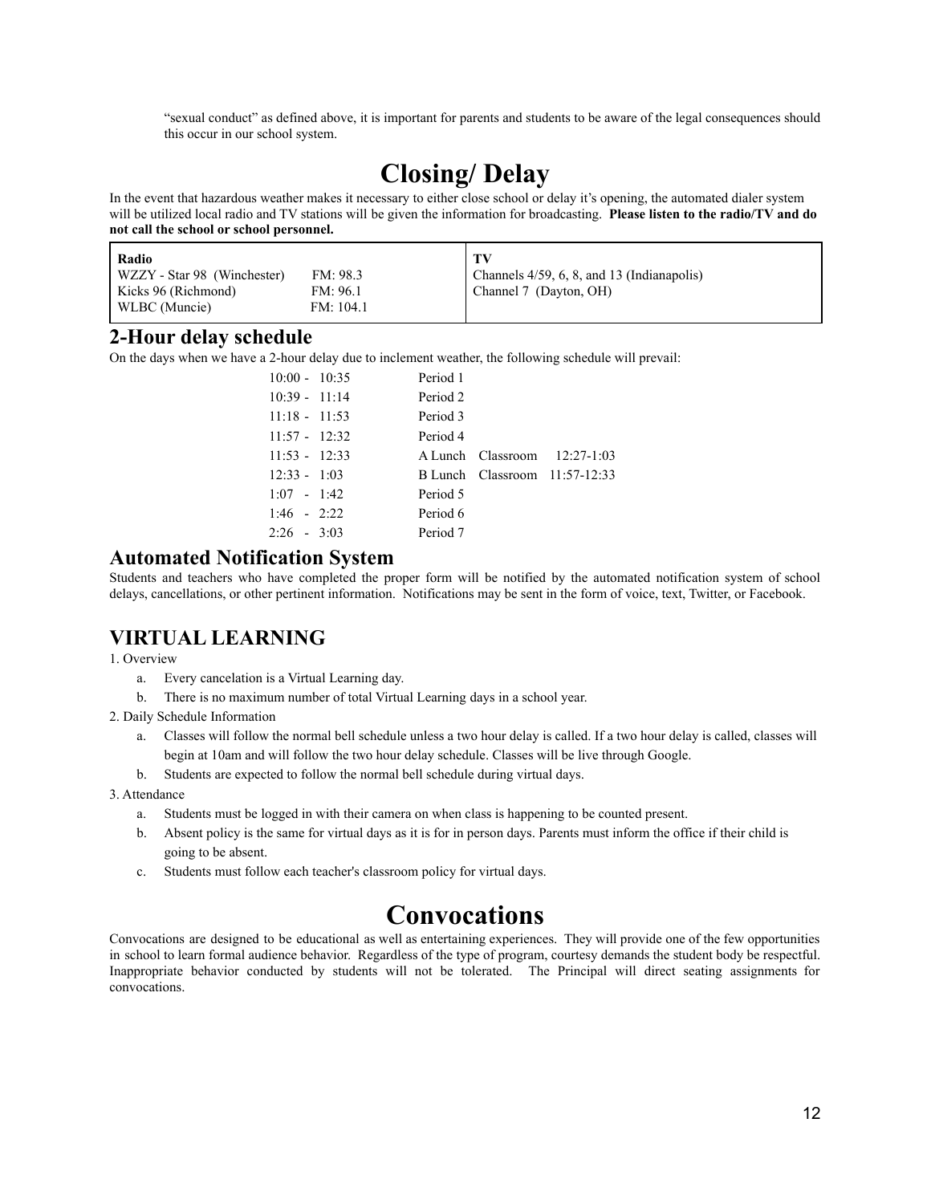"sexual conduct" as defined above, it is important for parents and students to be aware of the legal consequences should this occur in our school system.

# Closing/ Delay

In the event that hazardous weather makes it necessary to either close school or delay it's opening, the automated dialer system will be utilized local radio and TV stations will be given the information for broadcasting. **Please listen to the radio/TV and do not call the school or school personnel.**

| Radio | | TV |
|---|---|---|
| WZZY - Star 98 (Winchester) | FM: 98.3 | Channels 4/59, 6, 8, and 13 (Indianapolis) |
| Kicks 96 (Richmond) | FM: 96.1 | Channel 7 (Dayton, OH) |
| WLBC (Muncie) | FM: 104.1 | |

## 2-Hour delay schedule

On the days when we have a 2-hour delay due to inclement weather, the following schedule will prevail:

| | | | |
|---|---|---|---|
| 10:00 - 10:35 | Period 1 | | |
| 10:39 - 11:14 | Period 2 | | |
| 11:18 - 11:53 | Period 3 | | |
| 11:57 - 12:32 | Period 4 | | |
| 11:53 - 12:33 | A Lunch | Classroom | 12:27-1:03 |
| 12:33 - 1:03 | B Lunch | Classroom | 11:57-12:33 |
| 1:07 - 1:42 | Period 5 | | |
| 1:46 - 2:22 | Period 6 | | |
| 2:26 - 3:03 | Period 7 | | |

## Automated Notification System

Students and teachers who have completed the proper form will be notified by the automated notification system of school delays, cancellations, or other pertinent information. Notifications may be sent in the form of voice, text, Twitter, or Facebook.

## VIRTUAL LEARNING

1. Overview
   a. Every cancelation is a Virtual Learning day.
   b. There is no maximum number of total Virtual Learning days in a school year.
2. Daily Schedule Information
   a. Classes will follow the normal bell schedule unless a two hour delay is called. If a two hour delay is called, classes will begin at 10am and will follow the two hour delay schedule. Classes will be live through Google.
   b. Students are expected to follow the normal bell schedule during virtual days.
3. Attendance
   a. Students must be logged in with their camera on when class is happening to be counted present.
   b. Absent policy is the same for virtual days as it is for in person days. Parents must inform the office if their child is going to be absent.
   c. Students must follow each teacher's classroom policy for virtual days.

# Convocations

Convocations are designed to be educational as well as entertaining experiences. They will provide one of the few opportunities in school to learn formal audience behavior. Regardless of the type of program, courtesy demands the student body be respectful. Inappropriate behavior conducted by students will not be tolerated. The Principal will direct seating assignments for convocations.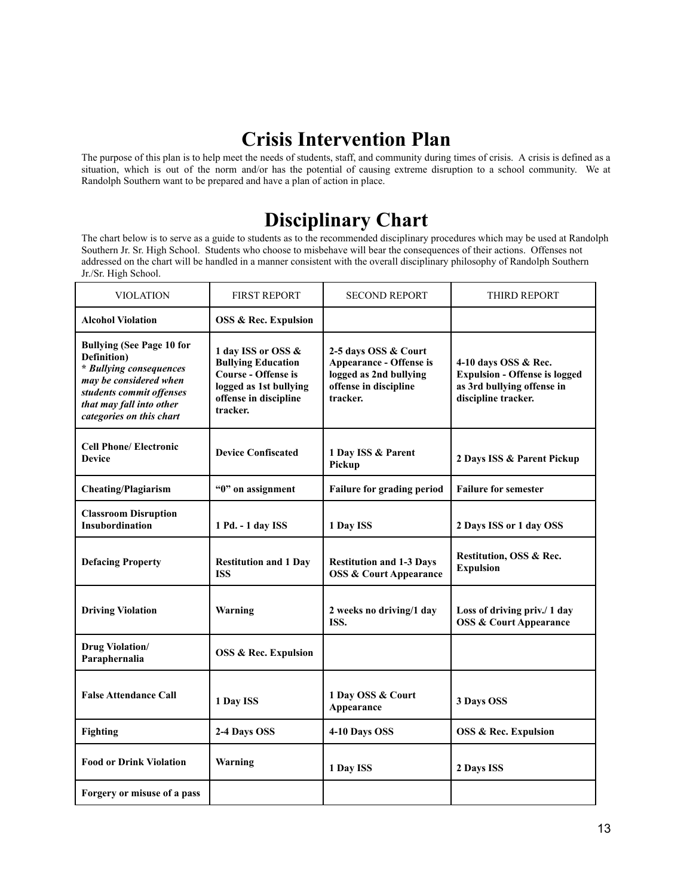# Crisis Intervention Plan

The purpose of this plan is to help meet the needs of students, staff, and community during times of crisis. A crisis is defined as a situation, which is out of the norm and/or has the potential of causing extreme disruption to a school community. We at Randolph Southern want to be prepared and have a plan of action in place.

# Disciplinary Chart

The chart below is to serve as a guide to students as to the recommended disciplinary procedures which may be used at Randolph Southern Jr. Sr. High School. Students who choose to misbehave will bear the consequences of their actions. Offenses not addressed on the chart will be handled in a manner consistent with the overall disciplinary philosophy of Randolph Southern Jr./Sr. High School.

| VIOLATION | FIRST REPORT | SECOND REPORT | THIRD REPORT |
|---|---|---|---|
| **Alcohol Violation** | **OSS & Rec. Expulsion** | | |
| **Bullying (See Page 10 for Definition)** ***\* Bullying consequences may be considered when students commit offenses that may fall into other categories on this chart*** | **1 day ISS or OSS & Bullying Education Course - Offense is logged as 1st bullying offense in discipline tracker.** | **2-5 days OSS & Court Appearance - Offense is logged as 2nd bullying offense in discipline tracker.** | **4-10 days OSS & Rec. Expulsion - Offense is logged as 3rd bullying offense in discipline tracker.** |
| **Cell Phone/ Electronic Device** | **Device Confiscated** | **1 Day ISS & Parent Pickup** | **2 Days ISS & Parent Pickup** |
| **Cheating/Plagiarism** | **"0" on assignment** | **Failure for grading period** | **Failure for semester** |
| **Classroom Disruption Insubordination** | **1 Pd. - 1 day ISS** | **1 Day ISS** | **2 Days ISS or 1 day OSS** |
| **Defacing Property** | **Restitution and 1 Day ISS** | **Restitution and 1-3 Days OSS & Court Appearance** | **Restitution, OSS & Rec. Expulsion** |
| **Driving Violation** | **Warning** | **2 weeks no driving/1 day ISS.** | **Loss of driving priv./ 1 day OSS & Court Appearance** |
| **Drug Violation/ Paraphernalia** | **OSS & Rec. Expulsion** | | |
| **False Attendance Call** | **1 Day ISS** | **1 Day OSS & Court Appearance** | **3 Days OSS** |
| **Fighting** | **2-4 Days OSS** | **4-10 Days OSS** | **OSS & Rec. Expulsion** |
| **Food or Drink Violation** | **Warning** | **1 Day ISS** | **2 Days ISS** |
| **Forgery or misuse of a pass** | | | |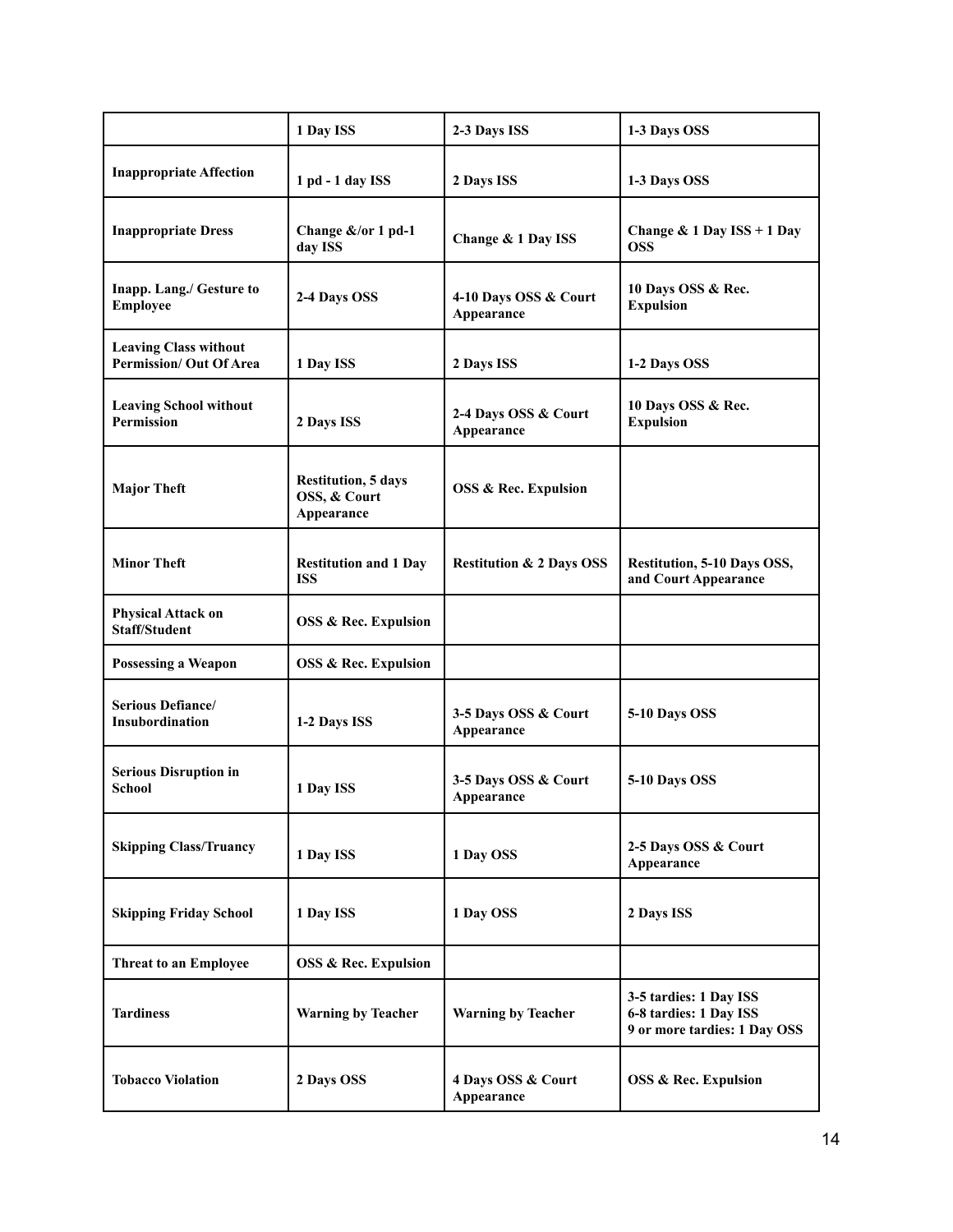| | 1 Day ISS | 2-3 Days ISS | 1-3 Days OSS |
|---|---|---|---|
| **Inappropriate Affection** | **1 pd - 1 day ISS** | **2 Days ISS** | **1-3 Days OSS** |
| **Inappropriate Dress** | **Change &/or 1 pd-1 day ISS** | **Change & 1 Day ISS** | **Change & 1 Day ISS + 1 Day OSS** |
| **Inapp. Lang./ Gesture to Employee** | **2-4 Days OSS** | **4-10 Days OSS & Court Appearance** | **10 Days OSS & Rec. Expulsion** |
| **Leaving Class without Permission/ Out Of Area** | **1 Day ISS** | **2 Days ISS** | **1-2 Days OSS** |
| **Leaving School without Permission** | **2 Days ISS** | **2-4 Days OSS & Court Appearance** | **10 Days OSS & Rec. Expulsion** |
| **Major Theft** | **Restitution, 5 days OSS, & Court Appearance** | **OSS & Rec. Expulsion** | |
| **Minor Theft** | **Restitution and 1 Day ISS** | **Restitution & 2 Days OSS** | **Restitution, 5-10 Days OSS, and Court Appearance** |
| **Physical Attack on Staff/Student** | **OSS & Rec. Expulsion** | | |
| **Possessing a Weapon** | **OSS & Rec. Expulsion** | | |
| **Serious Defiance/ Insubordination** | **1-2 Days ISS** | **3-5 Days OSS & Court Appearance** | **5-10 Days OSS** |
| **Serious Disruption in School** | **1 Day ISS** | **3-5 Days OSS & Court Appearance** | **5-10 Days OSS** |
| **Skipping Class/Truancy** | **1 Day ISS** | **1 Day OSS** | **2-5 Days OSS & Court Appearance** |
| **Skipping Friday School** | **1 Day ISS** | **1 Day OSS** | **2 Days ISS** |
| **Threat to an Employee** | **OSS & Rec. Expulsion** | | |
| **Tardiness** | **Warning by Teacher** | **Warning by Teacher** | **3-5 tardies: 1 Day ISS<br>6-8 tardies: 1 Day ISS<br>9 or more tardies: 1 Day OSS** |
| **Tobacco Violation** | **2 Days OSS** | **4 Days OSS & Court Appearance** | **OSS & Rec. Expulsion** |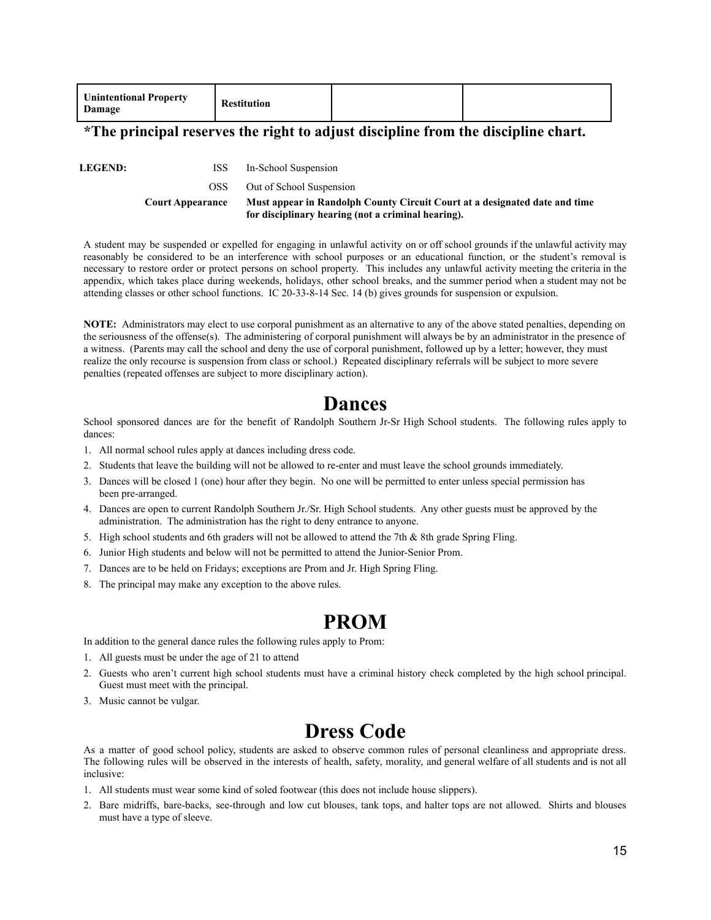| **Unintentional Property Damage** | **Restitution** | | |
|---|---|---|---|

**\*The principal reserves the right to adjust discipline from the discipline chart.**

**LEGEND:**

ISS In-School Suspension

OSS Out of School Suspension

**Court Appearance** **Must appear in Randolph County Circuit Court at a designated date and time for disciplinary hearing (not a criminal hearing).**

A student may be suspended or expelled for engaging in unlawful activity on or off school grounds if the unlawful activity may reasonably be considered to be an interference with school purposes or an educational function, or the student's removal is necessary to restore order or protect persons on school property. This includes any unlawful activity meeting the criteria in the appendix, which takes place during weekends, holidays, other school breaks, and the summer period when a student may not be attending classes or other school functions. IC 20-33-8-14 Sec. 14 (b) gives grounds for suspension or expulsion.

**NOTE:** Administrators may elect to use corporal punishment as an alternative to any of the above stated penalties, depending on the seriousness of the offense(s). The administering of corporal punishment will always be by an administrator in the presence of a witness. (Parents may call the school and deny the use of corporal punishment, followed up by a letter; however, they must realize the only recourse is suspension from class or school.) Repeated disciplinary referrals will be subject to more severe penalties (repeated offenses are subject to more disciplinary action).

# Dances

School sponsored dances are for the benefit of Randolph Southern Jr-Sr High School students. The following rules apply to dances:

1. All normal school rules apply at dances including dress code.
2. Students that leave the building will not be allowed to re-enter and must leave the school grounds immediately.
3. Dances will be closed 1 (one) hour after they begin. No one will be permitted to enter unless special permission has been pre-arranged.
4. Dances are open to current Randolph Southern Jr./Sr. High School students. Any other guests must be approved by the administration. The administration has the right to deny entrance to anyone.
5. High school students and 6th graders will not be allowed to attend the 7th & 8th grade Spring Fling.
6. Junior High students and below will not be permitted to attend the Junior-Senior Prom.
7. Dances are to be held on Fridays; exceptions are Prom and Jr. High Spring Fling.
8. The principal may make any exception to the above rules.

# PROM

In addition to the general dance rules the following rules apply to Prom:

1. All guests must be under the age of 21 to attend
2. Guests who aren't current high school students must have a criminal history check completed by the high school principal. Guest must meet with the principal.
3. Music cannot be vulgar.

# Dress Code

As a matter of good school policy, students are asked to observe common rules of personal cleanliness and appropriate dress. The following rules will be observed in the interests of health, safety, morality, and general welfare of all students and is not all inclusive:

1. All students must wear some kind of soled footwear (this does not include house slippers).
2. Bare midriffs, bare-backs, see-through and low cut blouses, tank tops, and halter tops are not allowed. Shirts and blouses must have a type of sleeve.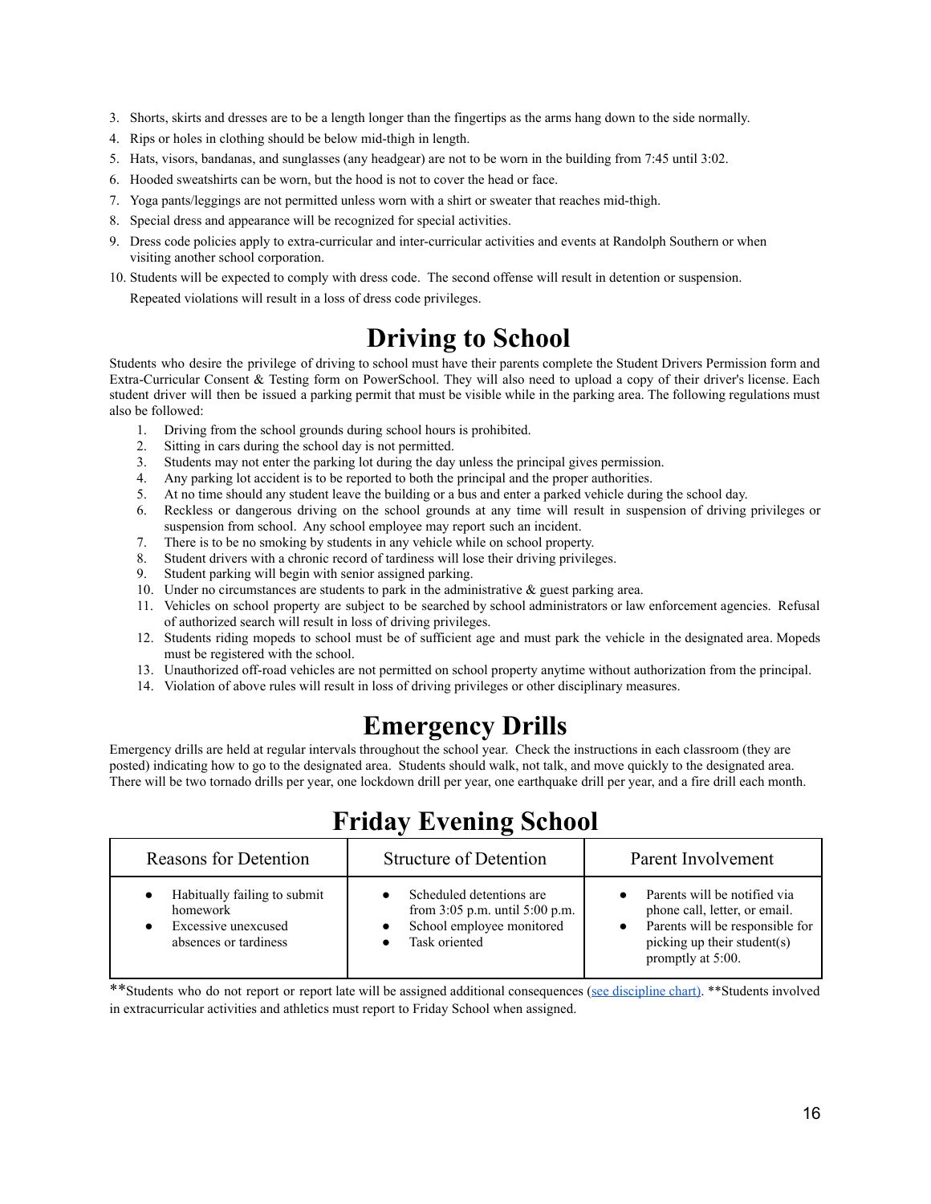3. Shorts, skirts and dresses are to be a length longer than the fingertips as the arms hang down to the side normally.
4. Rips or holes in clothing should be below mid-thigh in length.
5. Hats, visors, bandanas, and sunglasses (any headgear) are not to be worn in the building from 7:45 until 3:02.
6. Hooded sweatshirts can be worn, but the hood is not to cover the head or face.
7. Yoga pants/leggings are not permitted unless worn with a shirt or sweater that reaches mid-thigh.
8. Special dress and appearance will be recognized for special activities.
9. Dress code policies apply to extra-curricular and inter-curricular activities and events at Randolph Southern or when visiting another school corporation.
10. Students will be expected to comply with dress code. The second offense will result in detention or suspension. Repeated violations will result in a loss of dress code privileges.

# Driving to School

Students who desire the privilege of driving to school must have their parents complete the Student Drivers Permission form and Extra-Curricular Consent & Testing form on PowerSchool. They will also need to upload a copy of their driver's license. Each student driver will then be issued a parking permit that must be visible while in the parking area. The following regulations must also be followed:

1. Driving from the school grounds during school hours is prohibited.
2. Sitting in cars during the school day is not permitted.
3. Students may not enter the parking lot during the day unless the principal gives permission.
4. Any parking lot accident is to be reported to both the principal and the proper authorities.
5. At no time should any student leave the building or a bus and enter a parked vehicle during the school day.
6. Reckless or dangerous driving on the school grounds at any time will result in suspension of driving privileges or suspension from school. Any school employee may report such an incident.
7. There is to be no smoking by students in any vehicle while on school property.
8. Student drivers with a chronic record of tardiness will lose their driving privileges.
9. Student parking will begin with senior assigned parking.
10. Under no circumstances are students to park in the administrative & guest parking area.
11. Vehicles on school property are subject to be searched by school administrators or law enforcement agencies. Refusal of authorized search will result in loss of driving privileges.
12. Students riding mopeds to school must be of sufficient age and must park the vehicle in the designated area. Mopeds must be registered with the school.
13. Unauthorized off-road vehicles are not permitted on school property anytime without authorization from the principal.
14. Violation of above rules will result in loss of driving privileges or other disciplinary measures.

# Emergency Drills

Emergency drills are held at regular intervals throughout the school year. Check the instructions in each classroom (they are posted) indicating how to go to the designated area. Students should walk, not talk, and move quickly to the designated area. There will be two tornado drills per year, one lockdown drill per year, one earthquake drill per year, and a fire drill each month.

# Friday Evening School

| Reasons for Detention | Structure of Detention | Parent Involvement |
|---|---|---|
| • Habitually failing to submit homework<br>• Excessive unexcused absences or tardiness | • Scheduled detentions are from 3:05 p.m. until 5:00 p.m.<br>• School employee monitored<br>• Task oriented | • Parents will be notified via phone call, letter, or email.<br>• Parents will be responsible for picking up their student(s) promptly at 5:00. |

**Students who do not report or report late will be assigned additional consequences (see discipline chart). **Students involved in extracurricular activities and athletics must report to Friday School when assigned.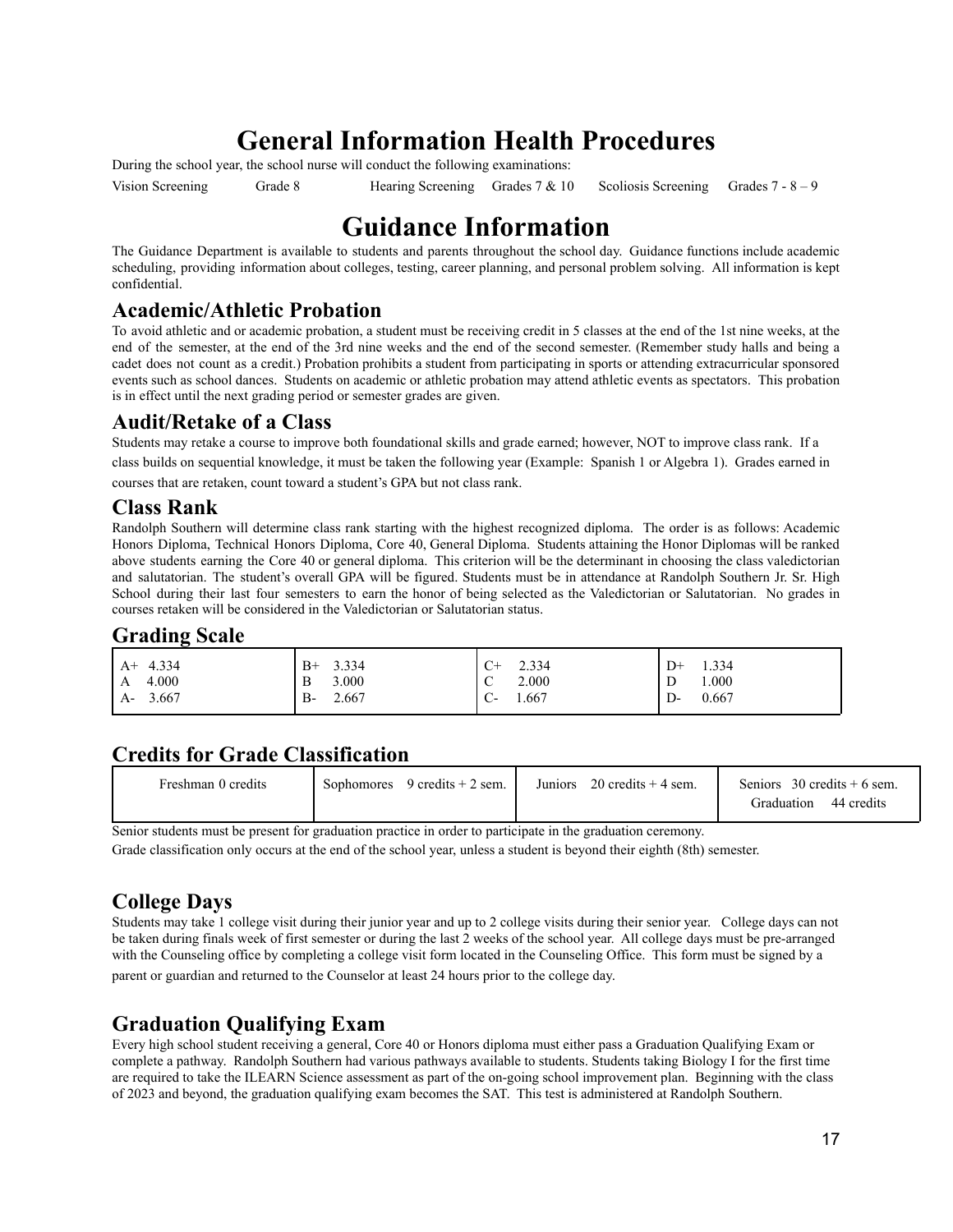# General Information Health Procedures

During the school year, the school nurse will conduct the following examinations:

Vision Screening    Grade 8    Hearing Screening    Grades 7 & 10    Scoliosis Screening    Grades 7 - 8 – 9

# Guidance Information

The Guidance Department is available to students and parents throughout the school day. Guidance functions include academic scheduling, providing information about colleges, testing, career planning, and personal problem solving. All information is kept confidential.

## Academic/Athletic Probation

To avoid athletic and or academic probation, a student must be receiving credit in 5 classes at the end of the 1st nine weeks, at the end of the semester, at the end of the 3rd nine weeks and the end of the second semester. (Remember study halls and being a cadet does not count as a credit.) Probation prohibits a student from participating in sports or attending extracurricular sponsored events such as school dances. Students on academic or athletic probation may attend athletic events as spectators. This probation is in effect until the next grading period or semester grades are given.

## Audit/Retake of a Class

Students may retake a course to improve both foundational skills and grade earned; however, NOT to improve class rank. If a class builds on sequential knowledge, it must be taken the following year (Example: Spanish 1 or Algebra 1). Grades earned in courses that are retaken, count toward a student's GPA but not class rank.

## Class Rank

Randolph Southern will determine class rank starting with the highest recognized diploma. The order is as follows: Academic Honors Diploma, Technical Honors Diploma, Core 40, General Diploma. Students attaining the Honor Diplomas will be ranked above students earning the Core 40 or general diploma. This criterion will be the determinant in choosing the class valedictorian and salutatorian. The student's overall GPA will be figured. Students must be in attendance at Randolph Southern Jr. Sr. High School during their last four semesters to earn the honor of being selected as the Valedictorian or Salutatorian. No grades in courses retaken will be considered in the Valedictorian or Salutatorian status.

## Grading Scale

| | | | |
|---|---|---|---|
| A+ 4.334 | B+ 3.334 | C+ 2.334 | D+ 1.334 |
| A 4.000 | B 3.000 | C 2.000 | D 1.000 |
| A- 3.667 | B- 2.667 | C- 1.667 | D- 0.667 |

## Credits for Grade Classification

| | | | |
|---|---|---|---|
| Freshman 0 credits | Sophomores 9 credits + 2 sem. | Juniors 20 credits + 4 sem. | Seniors 30 credits + 6 sem.<br>Graduation 44 credits |

Senior students must be present for graduation practice in order to participate in the graduation ceremony.

Grade classification only occurs at the end of the school year, unless a student is beyond their eighth (8th) semester.

## College Days

Students may take 1 college visit during their junior year and up to 2 college visits during their senior year. College days can not be taken during finals week of first semester or during the last 2 weeks of the school year. All college days must be pre-arranged with the Counseling office by completing a college visit form located in the Counseling Office. This form must be signed by a parent or guardian and returned to the Counselor at least 24 hours prior to the college day.

## Graduation Qualifying Exam

Every high school student receiving a general, Core 40 or Honors diploma must either pass a Graduation Qualifying Exam or complete a pathway. Randolph Southern had various pathways available to students. Students taking Biology I for the first time are required to take the ILEARN Science assessment as part of the on-going school improvement plan. Beginning with the class of 2023 and beyond, the graduation qualifying exam becomes the SAT. This test is administered at Randolph Southern.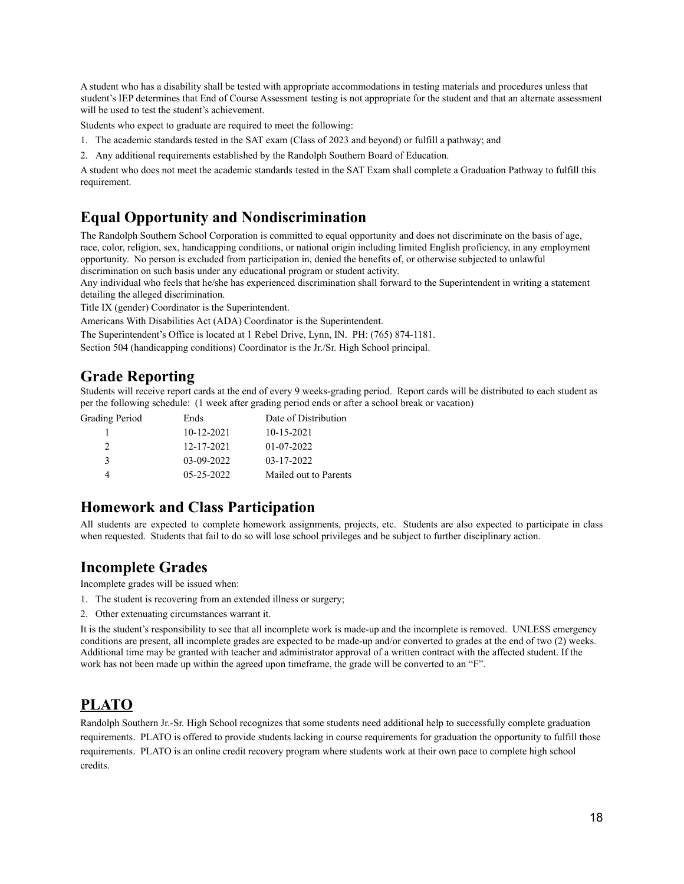A student who has a disability shall be tested with appropriate accommodations in testing materials and procedures unless that student's IEP determines that End of Course Assessment testing is not appropriate for the student and that an alternate assessment will be used to test the student's achievement.

Students who expect to graduate are required to meet the following:

1. The academic standards tested in the SAT exam (Class of 2023 and beyond) or fulfill a pathway; and
2. Any additional requirements established by the Randolph Southern Board of Education.

A student who does not meet the academic standards tested in the SAT Exam shall complete a Graduation Pathway to fulfill this requirement.

## Equal Opportunity and Nondiscrimination

The Randolph Southern School Corporation is committed to equal opportunity and does not discriminate on the basis of age, race, color, religion, sex, handicapping conditions, or national origin including limited English proficiency, in any employment opportunity. No person is excluded from participation in, denied the benefits of, or otherwise subjected to unlawful discrimination on such basis under any educational program or student activity.

Any individual who feels that he/she has experienced discrimination shall forward to the Superintendent in writing a statement detailing the alleged discrimination.

Title IX (gender) Coordinator is the Superintendent.

Americans With Disabilities Act (ADA) Coordinator is the Superintendent.

The Superintendent's Office is located at 1 Rebel Drive, Lynn, IN. PH: (765) 874-1181.

Section 504 (handicapping conditions) Coordinator is the Jr./Sr. High School principal.

## Grade Reporting

Students will receive report cards at the end of every 9 weeks-grading period. Report cards will be distributed to each student as per the following schedule: (1 week after grading period ends or after a school break or vacation)

| Grading Period | Ends | Date of Distribution |
|---|---|---|
| 1 | 10-12-2021 | 10-15-2021 |
| 2 | 12-17-2021 | 01-07-2022 |
| 3 | 03-09-2022 | 03-17-2022 |
| 4 | 05-25-2022 | Mailed out to Parents |

## Homework and Class Participation

All students are expected to complete homework assignments, projects, etc. Students are also expected to participate in class when requested. Students that fail to do so will lose school privileges and be subject to further disciplinary action.

## Incomplete Grades

Incomplete grades will be issued when:

1. The student is recovering from an extended illness or surgery;
2. Other extenuating circumstances warrant it.

It is the student's responsibility to see that all incomplete work is made-up and the incomplete is removed. UNLESS emergency conditions are present, all incomplete grades are expected to be made-up and/or converted to grades at the end of two (2) weeks. Additional time may be granted with teacher and administrator approval of a written contract with the affected student. If the work has not been made up within the agreed upon timeframe, the grade will be converted to an "F".

## PLATO

Randolph Southern Jr.-Sr. High School recognizes that some students need additional help to successfully complete graduation requirements. PLATO is offered to provide students lacking in course requirements for graduation the opportunity to fulfill those requirements. PLATO is an online credit recovery program where students work at their own pace to complete high school credits.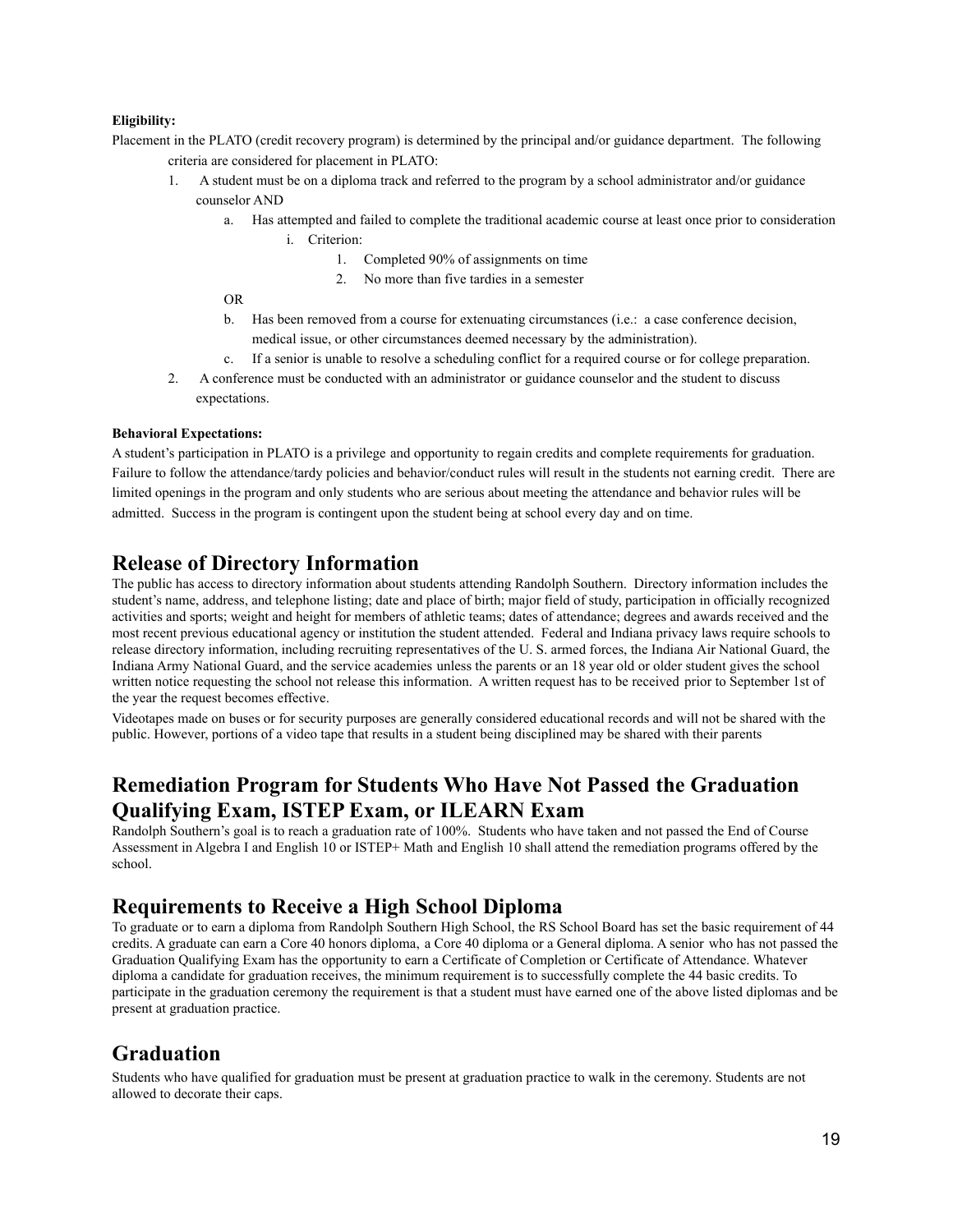**Eligibility:**

Placement in the PLATO (credit recovery program) is determined by the principal and/or guidance department. The following criteria are considered for placement in PLATO:

1. A student must be on a diploma track and referred to the program by a school administrator and/or guidance counselor AND
   a. Has attempted and failed to complete the traditional academic course at least once prior to consideration
      i. Criterion:
         1. Completed 90% of assignments on time
         2. No more than five tardies in a semester

   OR

   b. Has been removed from a course for extenuating circumstances (i.e.: a case conference decision, medical issue, or other circumstances deemed necessary by the administration).
   c. If a senior is unable to resolve a scheduling conflict for a required course or for college preparation.
2. A conference must be conducted with an administrator or guidance counselor and the student to discuss expectations.

**Behavioral Expectations:**

A student's participation in PLATO is a privilege and opportunity to regain credits and complete requirements for graduation. Failure to follow the attendance/tardy policies and behavior/conduct rules will result in the students not earning credit. There are limited openings in the program and only students who are serious about meeting the attendance and behavior rules will be admitted. Success in the program is contingent upon the student being at school every day and on time.

## Release of Directory Information

The public has access to directory information about students attending Randolph Southern. Directory information includes the student's name, address, and telephone listing; date and place of birth; major field of study, participation in officially recognized activities and sports; weight and height for members of athletic teams; dates of attendance; degrees and awards received and the most recent previous educational agency or institution the student attended. Federal and Indiana privacy laws require schools to release directory information, including recruiting representatives of the U. S. armed forces, the Indiana Air National Guard, the Indiana Army National Guard, and the service academies unless the parents or an 18 year old or older student gives the school written notice requesting the school not release this information. A written request has to be received prior to September 1st of the year the request becomes effective.

Videotapes made on buses or for security purposes are generally considered educational records and will not be shared with the public. However, portions of a video tape that results in a student being disciplined may be shared with their parents

## Remediation Program for Students Who Have Not Passed the Graduation Qualifying Exam, ISTEP Exam, or ILEARN Exam

Randolph Southern's goal is to reach a graduation rate of 100%. Students who have taken and not passed the End of Course Assessment in Algebra I and English 10 or ISTEP+ Math and English 10 shall attend the remediation programs offered by the school.

## Requirements to Receive a High School Diploma

To graduate or to earn a diploma from Randolph Southern High School, the RS School Board has set the basic requirement of 44 credits. A graduate can earn a Core 40 honors diploma, a Core 40 diploma or a General diploma. A senior who has not passed the Graduation Qualifying Exam has the opportunity to earn a Certificate of Completion or Certificate of Attendance. Whatever diploma a candidate for graduation receives, the minimum requirement is to successfully complete the 44 basic credits. To participate in the graduation ceremony the requirement is that a student must have earned one of the above listed diplomas and be present at graduation practice.

## Graduation

Students who have qualified for graduation must be present at graduation practice to walk in the ceremony. Students are not allowed to decorate their caps.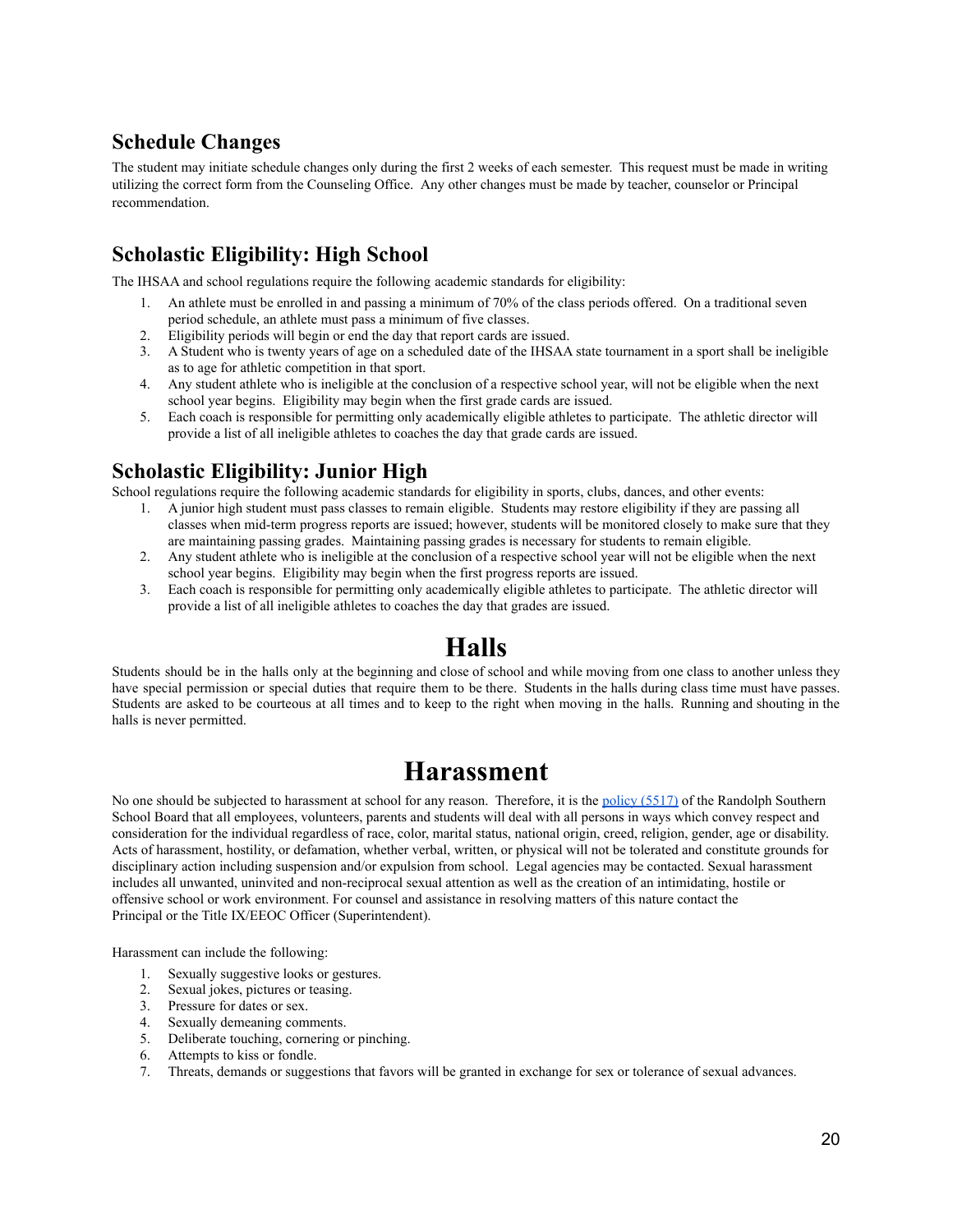### Schedule Changes

The student may initiate schedule changes only during the first 2 weeks of each semester. This request must be made in writing utilizing the correct form from the Counseling Office. Any other changes must be made by teacher, counselor or Principal recommendation.

### Scholastic Eligibility: High School

The IHSAA and school regulations require the following academic standards for eligibility:

1. An athlete must be enrolled in and passing a minimum of 70% of the class periods offered. On a traditional seven period schedule, an athlete must pass a minimum of five classes.
2. Eligibility periods will begin or end the day that report cards are issued.
3. A Student who is twenty years of age on a scheduled date of the IHSAA state tournament in a sport shall be ineligible as to age for athletic competition in that sport.
4. Any student athlete who is ineligible at the conclusion of a respective school year, will not be eligible when the next school year begins. Eligibility may begin when the first grade cards are issued.
5. Each coach is responsible for permitting only academically eligible athletes to participate. The athletic director will provide a list of all ineligible athletes to coaches the day that grade cards are issued.

### Scholastic Eligibility: Junior High

School regulations require the following academic standards for eligibility in sports, clubs, dances, and other events:

1. A junior high student must pass classes to remain eligible. Students may restore eligibility if they are passing all classes when mid-term progress reports are issued; however, students will be monitored closely to make sure that they are maintaining passing grades. Maintaining passing grades is necessary for students to remain eligible.
2. Any student athlete who is ineligible at the conclusion of a respective school year will not be eligible when the next school year begins. Eligibility may begin when the first progress reports are issued.
3. Each coach is responsible for permitting only academically eligible athletes to participate. The athletic director will provide a list of all ineligible athletes to coaches the day that grades are issued.

# Halls

Students should be in the halls only at the beginning and close of school and while moving from one class to another unless they have special permission or special duties that require them to be there. Students in the halls during class time must have passes. Students are asked to be courteous at all times and to keep to the right when moving in the halls. Running and shouting in the halls is never permitted.

# Harassment

No one should be subjected to harassment at school for any reason. Therefore, it is the policy (5517) of the Randolph Southern School Board that all employees, volunteers, parents and students will deal with all persons in ways which convey respect and consideration for the individual regardless of race, color, marital status, national origin, creed, religion, gender, age or disability. Acts of harassment, hostility, or defamation, whether verbal, written, or physical will not be tolerated and constitute grounds for disciplinary action including suspension and/or expulsion from school. Legal agencies may be contacted. Sexual harassment includes all unwanted, uninvited and non-reciprocal sexual attention as well as the creation of an intimidating, hostile or offensive school or work environment. For counsel and assistance in resolving matters of this nature contact the Principal or the Title IX/EEOC Officer (Superintendent).

Harassment can include the following:

1. Sexually suggestive looks or gestures.
2. Sexual jokes, pictures or teasing.
3. Pressure for dates or sex.
4. Sexually demeaning comments.
5. Deliberate touching, cornering or pinching.
6. Attempts to kiss or fondle.
7. Threats, demands or suggestions that favors will be granted in exchange for sex or tolerance of sexual advances.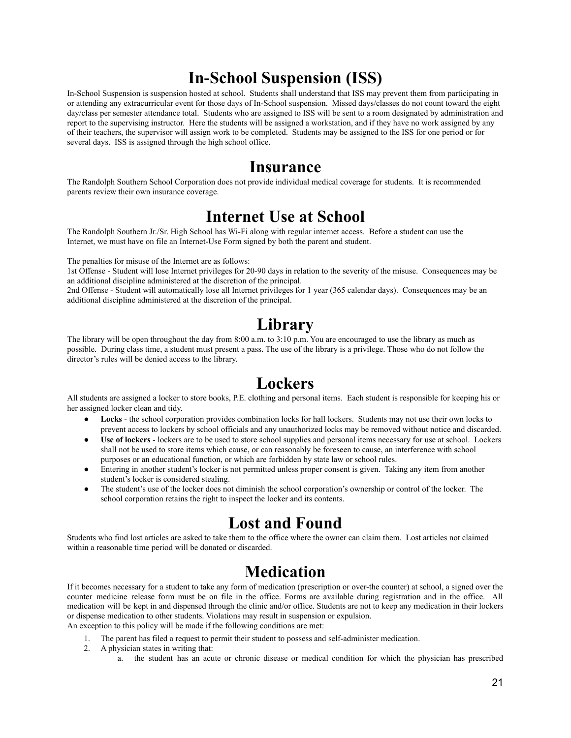# In-School Suspension (ISS)

In-School Suspension is suspension hosted at school. Students shall understand that ISS may prevent them from participating in or attending any extracurricular event for those days of In-School suspension. Missed days/classes do not count toward the eight day/class per semester attendance total. Students who are assigned to ISS will be sent to a room designated by administration and report to the supervising instructor. Here the students will be assigned a workstation, and if they have no work assigned by any of their teachers, the supervisor will assign work to be completed. Students may be assigned to the ISS for one period or for several days. ISS is assigned through the high school office.

# Insurance

The Randolph Southern School Corporation does not provide individual medical coverage for students. It is recommended parents review their own insurance coverage.

# Internet Use at School

The Randolph Southern Jr./Sr. High School has Wi-Fi along with regular internet access. Before a student can use the Internet, we must have on file an Internet-Use Form signed by both the parent and student.

The penalties for misuse of the Internet are as follows:
1st Offense - Student will lose Internet privileges for 20-90 days in relation to the severity of the misuse. Consequences may be an additional discipline administered at the discretion of the principal.
2nd Offense - Student will automatically lose all Internet privileges for 1 year (365 calendar days). Consequences may be an additional discipline administered at the discretion of the principal.

# Library

The library will be open throughout the day from 8:00 a.m. to 3:10 p.m. You are encouraged to use the library as much as possible. During class time, a student must present a pass. The use of the library is a privilege. Those who do not follow the director's rules will be denied access to the library.

# Lockers

All students are assigned a locker to store books, P.E. clothing and personal items. Each student is responsible for keeping his or her assigned locker clean and tidy.

- **Locks** - the school corporation provides combination locks for hall lockers. Students may not use their own locks to prevent access to lockers by school officials and any unauthorized locks may be removed without notice and discarded.
- **Use of lockers** - lockers are to be used to store school supplies and personal items necessary for use at school. Lockers shall not be used to store items which cause, or can reasonably be foreseen to cause, an interference with school purposes or an educational function, or which are forbidden by state law or school rules.
- Entering in another student's locker is not permitted unless proper consent is given. Taking any item from another student's locker is considered stealing.
- The student's use of the locker does not diminish the school corporation's ownership or control of the locker. The school corporation retains the right to inspect the locker and its contents.

# Lost and Found

Students who find lost articles are asked to take them to the office where the owner can claim them. Lost articles not claimed within a reasonable time period will be donated or discarded.

# Medication

If it becomes necessary for a student to take any form of medication (prescription or over-the counter) at school, a signed over the counter medicine release form must be on file in the office. Forms are available during registration and in the office. All medication will be kept in and dispensed through the clinic and/or office. Students are not to keep any medication in their lockers or dispense medication to other students. Violations may result in suspension or expulsion.
An exception to this policy will be made if the following conditions are met:

1. The parent has filed a request to permit their student to possess and self-administer medication.
2. A physician states in writing that:
   a. the student has an acute or chronic disease or medical condition for which the physician has prescribed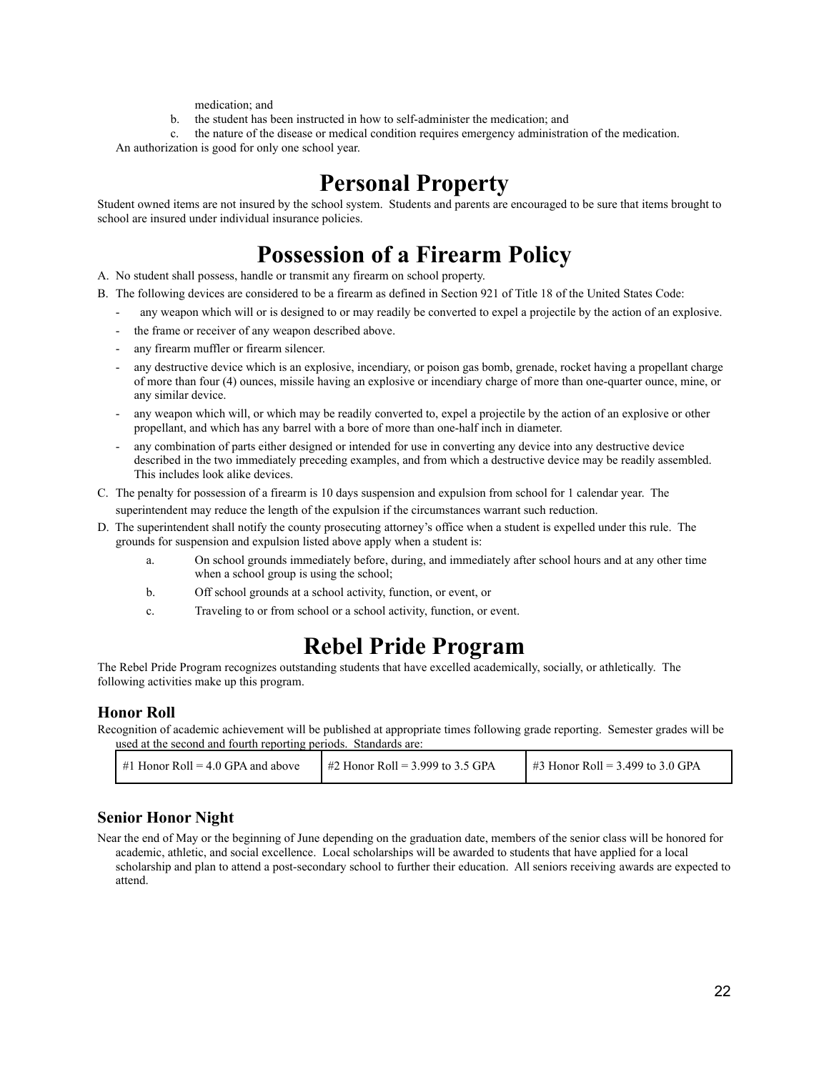medication; and

b. the student has been instructed in how to self-administer the medication; and

c. the nature of the disease or medical condition requires emergency administration of the medication.

An authorization is good for only one school year.

# Personal Property

Student owned items are not insured by the school system. Students and parents are encouraged to be sure that items brought to school are insured under individual insurance policies.

# Possession of a Firearm Policy

A. No student shall possess, handle or transmit any firearm on school property.

B. The following devices are considered to be a firearm as defined in Section 921 of Title 18 of the United States Code:

- any weapon which will or is designed to or may readily be converted to expel a projectile by the action of an explosive.
- the frame or receiver of any weapon described above.
- any firearm muffler or firearm silencer.
- any destructive device which is an explosive, incendiary, or poison gas bomb, grenade, rocket having a propellant charge of more than four (4) ounces, missile having an explosive or incendiary charge of more than one-quarter ounce, mine, or any similar device.
- any weapon which will, or which may be readily converted to, expel a projectile by the action of an explosive or other propellant, and which has any barrel with a bore of more than one-half inch in diameter.
- any combination of parts either designed or intended for use in converting any device into any destructive device described in the two immediately preceding examples, and from which a destructive device may be readily assembled. This includes look alike devices.

C. The penalty for possession of a firearm is 10 days suspension and expulsion from school for 1 calendar year. The superintendent may reduce the length of the expulsion if the circumstances warrant such reduction.

D. The superintendent shall notify the county prosecuting attorney's office when a student is expelled under this rule. The grounds for suspension and expulsion listed above apply when a student is:

a. On school grounds immediately before, during, and immediately after school hours and at any other time when a school group is using the school;

b. Off school grounds at a school activity, function, or event, or

c. Traveling to or from school or a school activity, function, or event.

# Rebel Pride Program

The Rebel Pride Program recognizes outstanding students that have excelled academically, socially, or athletically. The following activities make up this program.

### Honor Roll

Recognition of academic achievement will be published at appropriate times following grade reporting. Semester grades will be used at the second and fourth reporting periods. Standards are:

| #1 Honor Roll = 4.0 GPA and above | #2 Honor Roll = 3.999 to 3.5 GPA | #3 Honor Roll = 3.499 to 3.0 GPA |
|---|---|---|

### Senior Honor Night

Near the end of May or the beginning of June depending on the graduation date, members of the senior class will be honored for academic, athletic, and social excellence. Local scholarships will be awarded to students that have applied for a local scholarship and plan to attend a post-secondary school to further their education. All seniors receiving awards are expected to attend.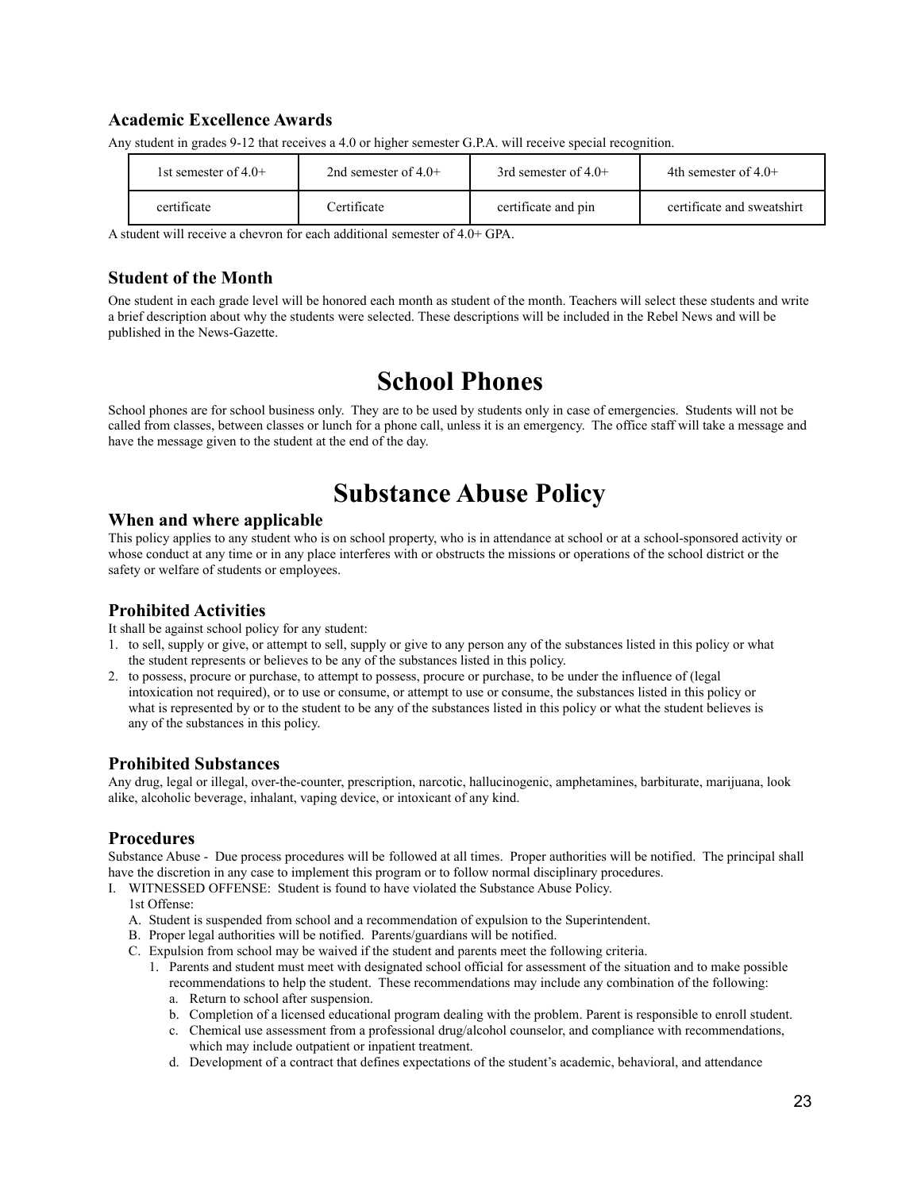### Academic Excellence Awards

Any student in grades 9-12 that receives a 4.0 or higher semester G.P.A. will receive special recognition.

| 1st semester of 4.0+ | 2nd semester of 4.0+ | 3rd semester of 4.0+ | 4th semester of 4.0+ |
|---|---|---|---|
| certificate | Certificate | certificate and pin | certificate and sweatshirt |

A student will receive a chevron for each additional semester of 4.0+ GPA.

### Student of the Month

One student in each grade level will be honored each month as student of the month. Teachers will select these students and write a brief description about why the students were selected. These descriptions will be included in the Rebel News and will be published in the News-Gazette.

# School Phones

School phones are for school business only. They are to be used by students only in case of emergencies. Students will not be called from classes, between classes or lunch for a phone call, unless it is an emergency. The office staff will take a message and have the message given to the student at the end of the day.

# Substance Abuse Policy

### When and where applicable

This policy applies to any student who is on school property, who is in attendance at school or at a school-sponsored activity or whose conduct at any time or in any place interferes with or obstructs the missions or operations of the school district or the safety or welfare of students or employees.

### Prohibited Activities

It shall be against school policy for any student:

1. to sell, supply or give, or attempt to sell, supply or give to any person any of the substances listed in this policy or what the student represents or believes to be any of the substances listed in this policy.
2. to possess, procure or purchase, to attempt to possess, procure or purchase, to be under the influence of (legal intoxication not required), or to use or consume, or attempt to use or consume, the substances listed in this policy or what is represented by or to the student to be any of the substances listed in this policy or what the student believes is any of the substances in this policy.

### Prohibited Substances

Any drug, legal or illegal, over-the-counter, prescription, narcotic, hallucinogenic, amphetamines, barbiturate, marijuana, look alike, alcoholic beverage, inhalant, vaping device, or intoxicant of any kind.

### Procedures

Substance Abuse - Due process procedures will be followed at all times. Proper authorities will be notified. The principal shall have the discretion in any case to implement this program or to follow normal disciplinary procedures.

I. WITNESSED OFFENSE: Student is found to have violated the Substance Abuse Policy.

   1st Offense:

   A. Student is suspended from school and a recommendation of expulsion to the Superintendent.
   B. Proper legal authorities will be notified. Parents/guardians will be notified.
   C. Expulsion from school may be waived if the student and parents meet the following criteria.
      1. Parents and student must meet with designated school official for assessment of the situation and to make possible recommendations to help the student. These recommendations may include any combination of the following:
         a. Return to school after suspension.
         b. Completion of a licensed educational program dealing with the problem. Parent is responsible to enroll student.
         c. Chemical use assessment from a professional drug/alcohol counselor, and compliance with recommendations, which may include outpatient or inpatient treatment.
         d. Development of a contract that defines expectations of the student's academic, behavioral, and attendance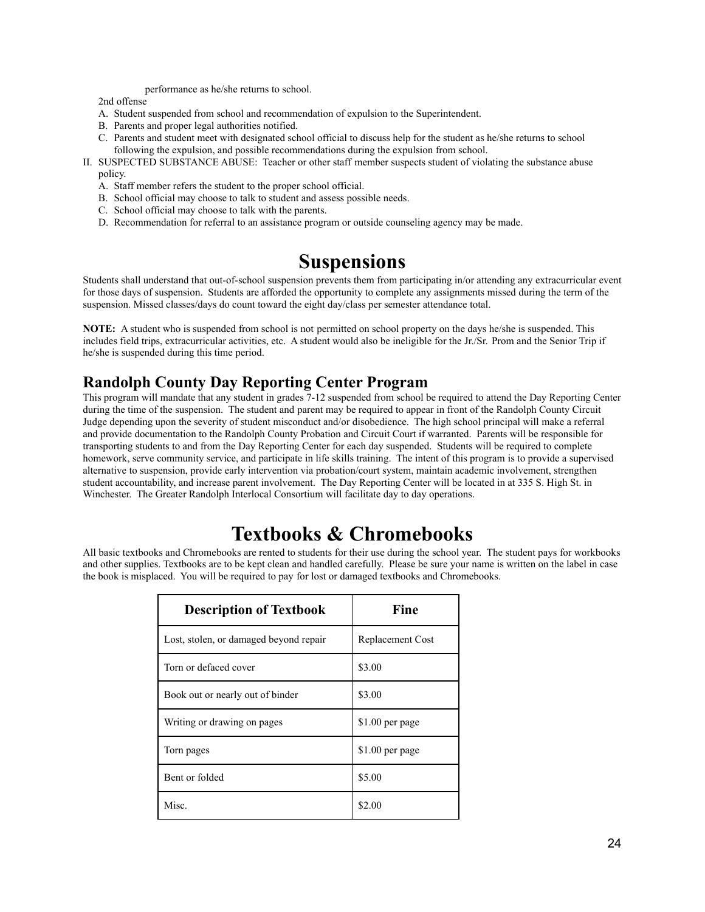performance as he/she returns to school.

2nd offense

A. Student suspended from school and recommendation of expulsion to the Superintendent.
B. Parents and proper legal authorities notified.
C. Parents and student meet with designated school official to discuss help for the student as he/she returns to school following the expulsion, and possible recommendations during the expulsion from school.

II. SUSPECTED SUBSTANCE ABUSE: Teacher or other staff member suspects student of violating the substance abuse policy.

A. Staff member refers the student to the proper school official.
B. School official may choose to talk to student and assess possible needs.
C. School official may choose to talk with the parents.
D. Recommendation for referral to an assistance program or outside counseling agency may be made.

# Suspensions

Students shall understand that out-of-school suspension prevents them from participating in/or attending any extracurricular event for those days of suspension. Students are afforded the opportunity to complete any assignments missed during the term of the suspension. Missed classes/days do count toward the eight day/class per semester attendance total.

**NOTE:** A student who is suspended from school is not permitted on school property on the days he/she is suspended. This includes field trips, extracurricular activities, etc. A student would also be ineligible for the Jr./Sr. Prom and the Senior Trip if he/she is suspended during this time period.

## Randolph County Day Reporting Center Program

This program will mandate that any student in grades 7-12 suspended from school be required to attend the Day Reporting Center during the time of the suspension. The student and parent may be required to appear in front of the Randolph County Circuit Judge depending upon the severity of student misconduct and/or disobedience. The high school principal will make a referral and provide documentation to the Randolph County Probation and Circuit Court if warranted. Parents will be responsible for transporting students to and from the Day Reporting Center for each day suspended. Students will be required to complete homework, serve community service, and participate in life skills training. The intent of this program is to provide a supervised alternative to suspension, provide early intervention via probation/court system, maintain academic involvement, strengthen student accountability, and increase parent involvement. The Day Reporting Center will be located in at 335 S. High St. in Winchester. The Greater Randolph Interlocal Consortium will facilitate day to day operations.

# Textbooks & Chromebooks

All basic textbooks and Chromebooks are rented to students for their use during the school year. The student pays for workbooks and other supplies. Textbooks are to be kept clean and handled carefully. Please be sure your name is written on the label in case the book is misplaced. You will be required to pay for lost or damaged textbooks and Chromebooks.

| Description of Textbook | Fine |
|---|---|
| Lost, stolen, or damaged beyond repair | Replacement Cost |
| Torn or defaced cover | $3.00 |
| Book out or nearly out of binder | $3.00 |
| Writing or drawing on pages | $1.00 per page |
| Torn pages | $1.00 per page |
| Bent or folded | $5.00 |
| Misc. | $2.00 |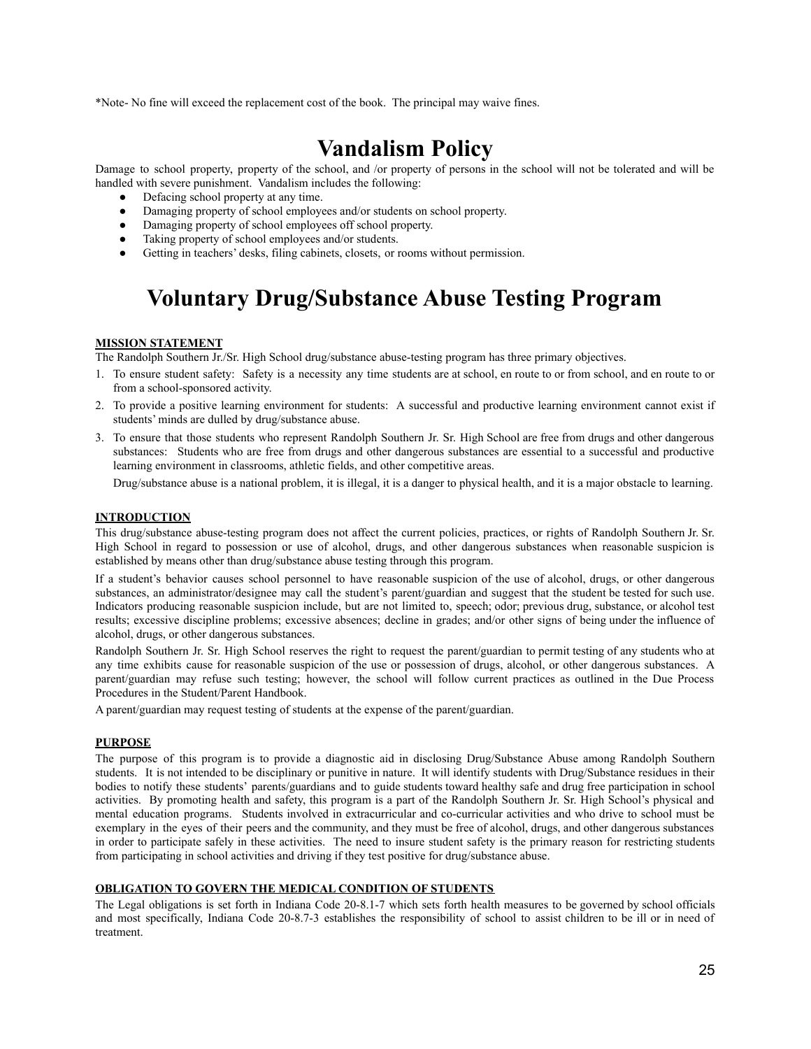*Note- No fine will exceed the replacement cost of the book. The principal may waive fines.

# Vandalism Policy

Damage to school property, property of the school, and /or property of persons in the school will not be tolerated and will be handled with severe punishment. Vandalism includes the following:

- Defacing school property at any time.
- Damaging property of school employees and/or students on school property.
- Damaging property of school employees off school property.
- Taking property of school employees and/or students.
- Getting in teachers' desks, filing cabinets, closets, or rooms without permission.

# Voluntary Drug/Substance Abuse Testing Program

**MISSION STATEMENT**

The Randolph Southern Jr./Sr. High School drug/substance abuse-testing program has three primary objectives.

1. To ensure student safety: Safety is a necessity any time students are at school, en route to or from school, and en route to or from a school-sponsored activity.
2. To provide a positive learning environment for students: A successful and productive learning environment cannot exist if students' minds are dulled by drug/substance abuse.
3. To ensure that those students who represent Randolph Southern Jr. Sr. High School are free from drugs and other dangerous substances: Students who are free from drugs and other dangerous substances are essential to a successful and productive learning environment in classrooms, athletic fields, and other competitive areas.

   Drug/substance abuse is a national problem, it is illegal, it is a danger to physical health, and it is a major obstacle to learning.

**INTRODUCTION**

This drug/substance abuse-testing program does not affect the current policies, practices, or rights of Randolph Southern Jr. Sr. High School in regard to possession or use of alcohol, drugs, and other dangerous substances when reasonable suspicion is established by means other than drug/substance abuse testing through this program.

If a student's behavior causes school personnel to have reasonable suspicion of the use of alcohol, drugs, or other dangerous substances, an administrator/designee may call the student's parent/guardian and suggest that the student be tested for such use. Indicators producing reasonable suspicion include, but are not limited to, speech; odor; previous drug, substance, or alcohol test results; excessive discipline problems; excessive absences; decline in grades; and/or other signs of being under the influence of alcohol, drugs, or other dangerous substances.

Randolph Southern Jr. Sr. High School reserves the right to request the parent/guardian to permit testing of any students who at any time exhibits cause for reasonable suspicion of the use or possession of drugs, alcohol, or other dangerous substances. A parent/guardian may refuse such testing; however, the school will follow current practices as outlined in the Due Process Procedures in the Student/Parent Handbook.

A parent/guardian may request testing of students at the expense of the parent/guardian.

**PURPOSE**

The purpose of this program is to provide a diagnostic aid in disclosing Drug/Substance Abuse among Randolph Southern students. It is not intended to be disciplinary or punitive in nature. It will identify students with Drug/Substance residues in their bodies to notify these students' parents/guardians and to guide students toward healthy safe and drug free participation in school activities. By promoting health and safety, this program is a part of the Randolph Southern Jr. Sr. High School's physical and mental education programs. Students involved in extracurricular and co-curricular activities and who drive to school must be exemplary in the eyes of their peers and the community, and they must be free of alcohol, drugs, and other dangerous substances in order to participate safely in these activities. The need to insure student safety is the primary reason for restricting students from participating in school activities and driving if they test positive for drug/substance abuse.

**OBLIGATION TO GOVERN THE MEDICAL CONDITION OF STUDENTS**

The Legal obligations is set forth in Indiana Code 20-8.1-7 which sets forth health measures to be governed by school officials and most specifically, Indiana Code 20-8.7-3 establishes the responsibility of school to assist children to be ill or in need of treatment.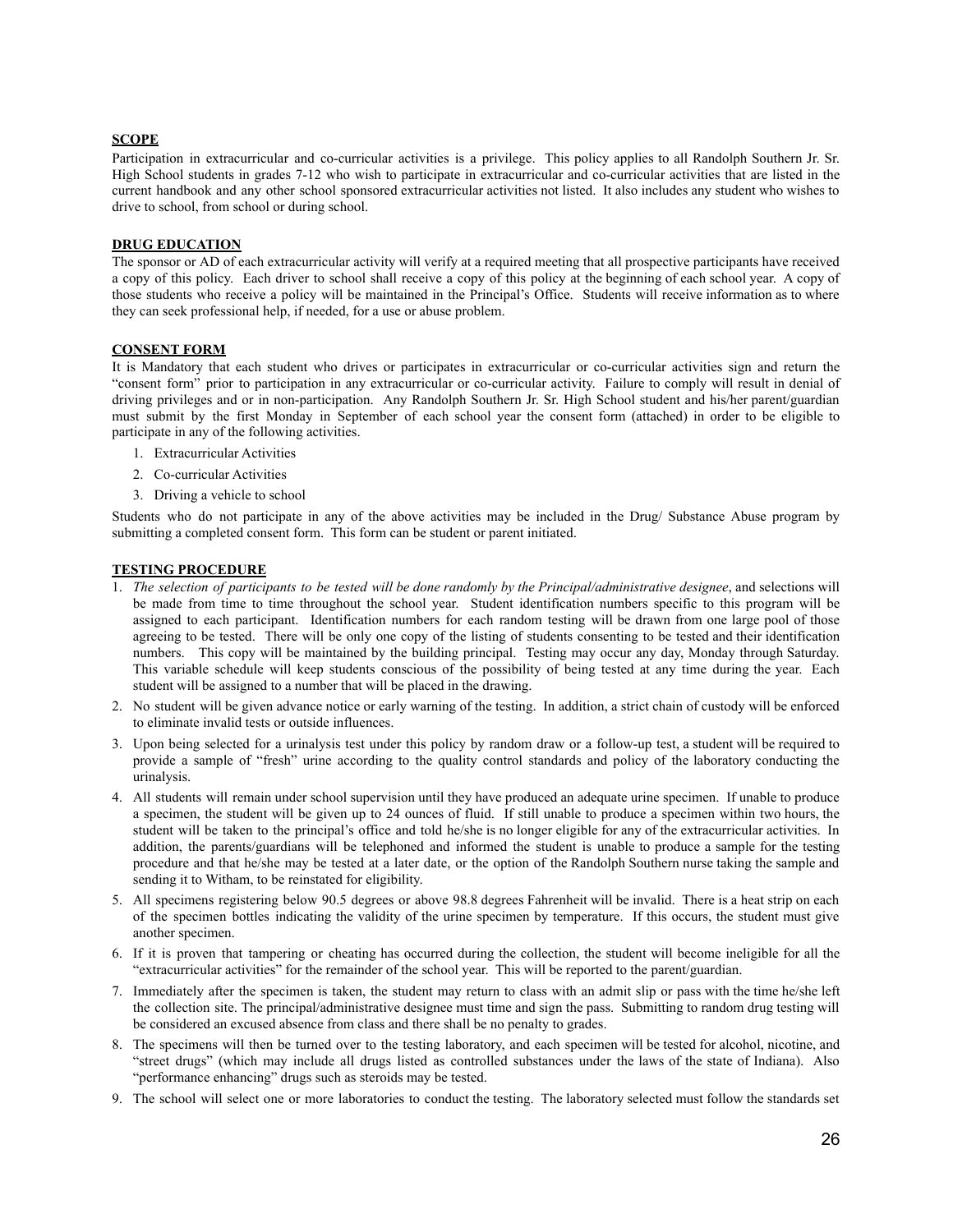**SCOPE**

Participation in extracurricular and co-curricular activities is a privilege. This policy applies to all Randolph Southern Jr. Sr. High School students in grades 7-12 who wish to participate in extracurricular and co-curricular activities that are listed in the current handbook and any other school sponsored extracurricular activities not listed. It also includes any student who wishes to drive to school, from school or during school.

**DRUG EDUCATION**

The sponsor or AD of each extracurricular activity will verify at a required meeting that all prospective participants have received a copy of this policy. Each driver to school shall receive a copy of this policy at the beginning of each school year. A copy of those students who receive a policy will be maintained in the Principal's Office. Students will receive information as to where they can seek professional help, if needed, for a use or abuse problem.

**CONSENT FORM**

It is Mandatory that each student who drives or participates in extracurricular or co-curricular activities sign and return the "consent form" prior to participation in any extracurricular or co-curricular activity. Failure to comply will result in denial of driving privileges and or in non-participation. Any Randolph Southern Jr. Sr. High School student and his/her parent/guardian must submit by the first Monday in September of each school year the consent form (attached) in order to be eligible to participate in any of the following activities.

1. Extracurricular Activities
2. Co-curricular Activities
3. Driving a vehicle to school

Students who do not participate in any of the above activities may be included in the Drug/ Substance Abuse program by submitting a completed consent form. This form can be student or parent initiated.

**TESTING PROCEDURE**

1. *The selection of participants to be tested will be done randomly by the Principal/administrative designee*, and selections will be made from time to time throughout the school year. Student identification numbers specific to this program will be assigned to each participant. Identification numbers for each random testing will be drawn from one large pool of those agreeing to be tested. There will be only one copy of the listing of students consenting to be tested and their identification numbers. This copy will be maintained by the building principal. Testing may occur any day, Monday through Saturday. This variable schedule will keep students conscious of the possibility of being tested at any time during the year. Each student will be assigned to a number that will be placed in the drawing.
2. No student will be given advance notice or early warning of the testing. In addition, a strict chain of custody will be enforced to eliminate invalid tests or outside influences.
3. Upon being selected for a urinalysis test under this policy by random draw or a follow-up test, a student will be required to provide a sample of "fresh" urine according to the quality control standards and policy of the laboratory conducting the urinalysis.
4. All students will remain under school supervision until they have produced an adequate urine specimen. If unable to produce a specimen, the student will be given up to 24 ounces of fluid. If still unable to produce a specimen within two hours, the student will be taken to the principal's office and told he/she is no longer eligible for any of the extracurricular activities. In addition, the parents/guardians will be telephoned and informed the student is unable to produce a sample for the testing procedure and that he/she may be tested at a later date, or the option of the Randolph Southern nurse taking the sample and sending it to Witham, to be reinstated for eligibility.
5. All specimens registering below 90.5 degrees or above 98.8 degrees Fahrenheit will be invalid. There is a heat strip on each of the specimen bottles indicating the validity of the urine specimen by temperature. If this occurs, the student must give another specimen.
6. If it is proven that tampering or cheating has occurred during the collection, the student will become ineligible for all the "extracurricular activities" for the remainder of the school year. This will be reported to the parent/guardian.
7. Immediately after the specimen is taken, the student may return to class with an admit slip or pass with the time he/she left the collection site. The principal/administrative designee must time and sign the pass. Submitting to random drug testing will be considered an excused absence from class and there shall be no penalty to grades.
8. The specimens will then be turned over to the testing laboratory, and each specimen will be tested for alcohol, nicotine, and "street drugs" (which may include all drugs listed as controlled substances under the laws of the state of Indiana). Also "performance enhancing" drugs such as steroids may be tested.
9. The school will select one or more laboratories to conduct the testing. The laboratory selected must follow the standards set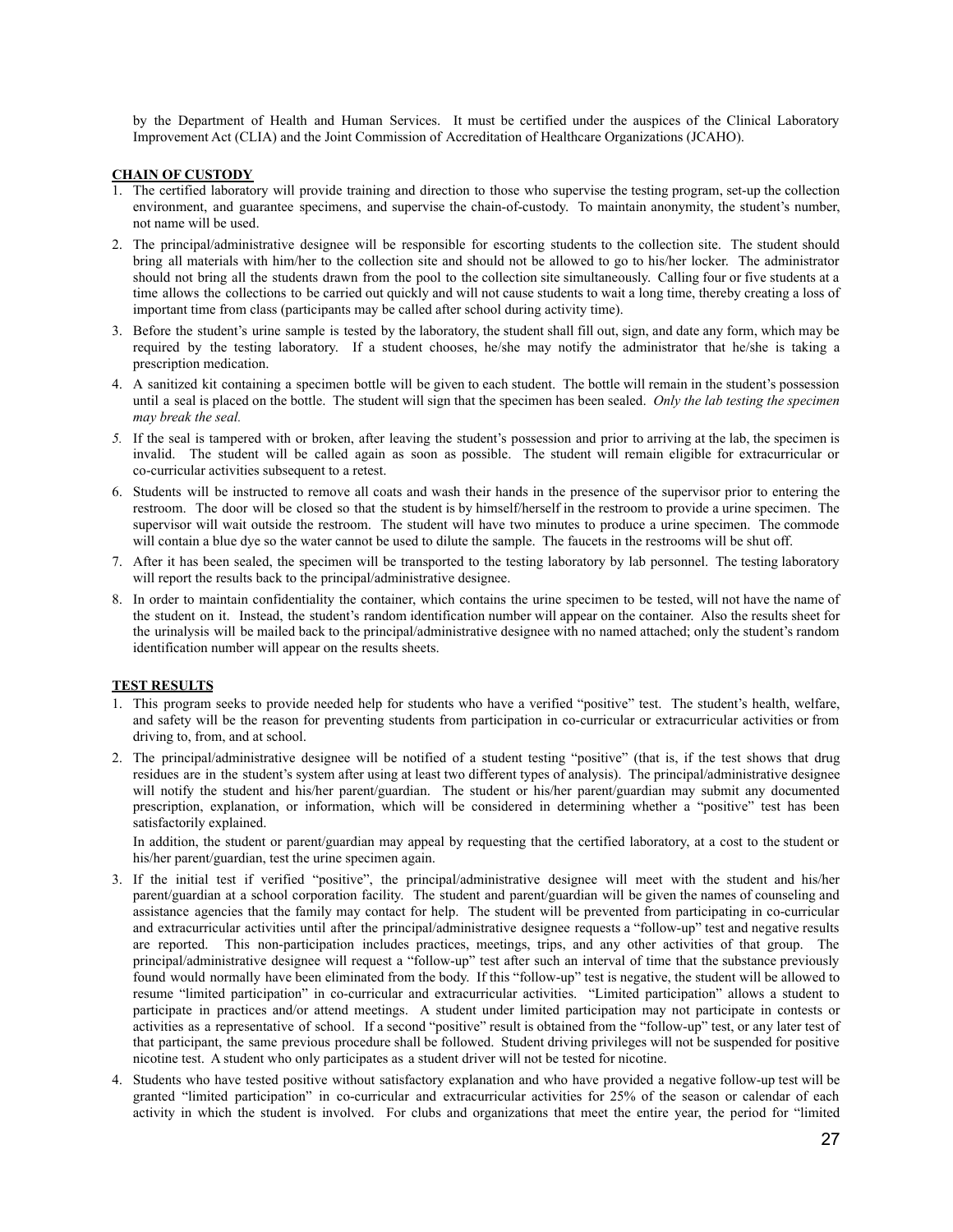by the Department of Health and Human Services. It must be certified under the auspices of the Clinical Laboratory Improvement Act (CLIA) and the Joint Commission of Accreditation of Healthcare Organizations (JCAHO).

**CHAIN OF CUSTODY**

1. The certified laboratory will provide training and direction to those who supervise the testing program, set-up the collection environment, and guarantee specimens, and supervise the chain-of-custody. To maintain anonymity, the student's number, not name will be used.
2. The principal/administrative designee will be responsible for escorting students to the collection site. The student should bring all materials with him/her to the collection site and should not be allowed to go to his/her locker. The administrator should not bring all the students drawn from the pool to the collection site simultaneously. Calling four or five students at a time allows the collections to be carried out quickly and will not cause students to wait a long time, thereby creating a loss of important time from class (participants may be called after school during activity time).
3. Before the student's urine sample is tested by the laboratory, the student shall fill out, sign, and date any form, which may be required by the testing laboratory. If a student chooses, he/she may notify the administrator that he/she is taking a prescription medication.
4. A sanitized kit containing a specimen bottle will be given to each student. The bottle will remain in the student's possession until a seal is placed on the bottle. The student will sign that the specimen has been sealed. *Only the lab testing the specimen may break the seal.*
5. If the seal is tampered with or broken, after leaving the student's possession and prior to arriving at the lab, the specimen is invalid. The student will be called again as soon as possible. The student will remain eligible for extracurricular or co-curricular activities subsequent to a retest.
6. Students will be instructed to remove all coats and wash their hands in the presence of the supervisor prior to entering the restroom. The door will be closed so that the student is by himself/herself in the restroom to provide a urine specimen. The supervisor will wait outside the restroom. The student will have two minutes to produce a urine specimen. The commode will contain a blue dye so the water cannot be used to dilute the sample. The faucets in the restrooms will be shut off.
7. After it has been sealed, the specimen will be transported to the testing laboratory by lab personnel. The testing laboratory will report the results back to the principal/administrative designee.
8. In order to maintain confidentiality the container, which contains the urine specimen to be tested, will not have the name of the student on it. Instead, the student's random identification number will appear on the container. Also the results sheet for the urinalysis will be mailed back to the principal/administrative designee with no named attached; only the student's random identification number will appear on the results sheets.

**TEST RESULTS**

1. This program seeks to provide needed help for students who have a verified "positive" test. The student's health, welfare, and safety will be the reason for preventing students from participation in co-curricular or extracurricular activities or from driving to, from, and at school.
2. The principal/administrative designee will be notified of a student testing "positive" (that is, if the test shows that drug residues are in the student's system after using at least two different types of analysis). The principal/administrative designee will notify the student and his/her parent/guardian. The student or his/her parent/guardian may submit any documented prescription, explanation, or information, which will be considered in determining whether a "positive" test has been satisfactorily explained.

   In addition, the student or parent/guardian may appeal by requesting that the certified laboratory, at a cost to the student or his/her parent/guardian, test the urine specimen again.
3. If the initial test if verified "positive", the principal/administrative designee will meet with the student and his/her parent/guardian at a school corporation facility. The student and parent/guardian will be given the names of counseling and assistance agencies that the family may contact for help. The student will be prevented from participating in co-curricular and extracurricular activities until after the principal/administrative designee requests a "follow-up" test and negative results are reported. This non-participation includes practices, meetings, trips, and any other activities of that group. The principal/administrative designee will request a "follow-up" test after such an interval of time that the substance previously found would normally have been eliminated from the body. If this "follow-up" test is negative, the student will be allowed to resume "limited participation" in co-curricular and extracurricular activities. "Limited participation" allows a student to participate in practices and/or attend meetings. A student under limited participation may not participate in contests or activities as a representative of school. If a second "positive" result is obtained from the "follow-up" test, or any later test of that participant, the same previous procedure shall be followed. Student driving privileges will not be suspended for positive nicotine test. A student who only participates as a student driver will not be tested for nicotine.
4. Students who have tested positive without satisfactory explanation and who have provided a negative follow-up test will be granted "limited participation" in co-curricular and extracurricular activities for 25% of the season or calendar of each activity in which the student is involved. For clubs and organizations that meet the entire year, the period for "limited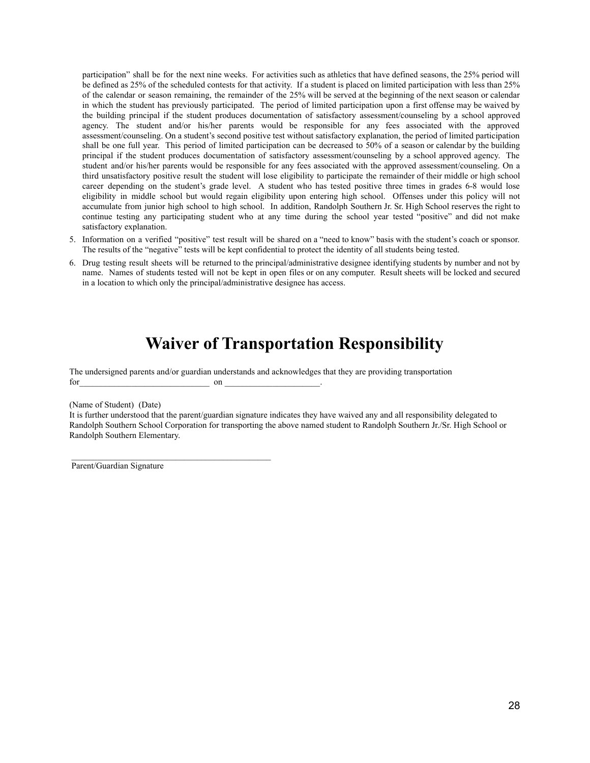participation" shall be for the next nine weeks. For activities such as athletics that have defined seasons, the 25% period will be defined as 25% of the scheduled contests for that activity. If a student is placed on limited participation with less than 25% of the calendar or season remaining, the remainder of the 25% will be served at the beginning of the next season or calendar in which the student has previously participated. The period of limited participation upon a first offense may be waived by the building principal if the student produces documentation of satisfactory assessment/counseling by a school approved agency. The student and/or his/her parents would be responsible for any fees associated with the approved assessment/counseling. On a student's second positive test without satisfactory explanation, the period of limited participation shall be one full year. This period of limited participation can be decreased to 50% of a season or calendar by the building principal if the student produces documentation of satisfactory assessment/counseling by a school approved agency. The student and/or his/her parents would be responsible for any fees associated with the approved assessment/counseling. On a third unsatisfactory positive result the student will lose eligibility to participate the remainder of their middle or high school career depending on the student's grade level. A student who has tested positive three times in grades 6-8 would lose eligibility in middle school but would regain eligibility upon entering high school. Offenses under this policy will not accumulate from junior high school to high school. In addition, Randolph Southern Jr. Sr. High School reserves the right to continue testing any participating student who at any time during the school year tested "positive" and did not make satisfactory explanation.

5. Information on a verified "positive" test result will be shared on a "need to know" basis with the student's coach or sponsor. The results of the "negative" tests will be kept confidential to protect the identity of all students being tested.
6. Drug testing result sheets will be returned to the principal/administrative designee identifying students by number and not by name. Names of students tested will not be kept in open files or on any computer. Result sheets will be locked and secured in a location to which only the principal/administrative designee has access.

# Waiver of Transportation Responsibility

The undersigned parents and/or guardian understands and acknowledges that they are providing transportation for______________________________ on ______________________.

(Name of Student) (Date)

It is further understood that the parent/guardian signature indicates they have waived any and all responsibility delegated to Randolph Southern School Corporation for transporting the above named student to Randolph Southern Jr./Sr. High School or Randolph Southern Elementary.

_______________________________________________

Parent/Guardian Signature